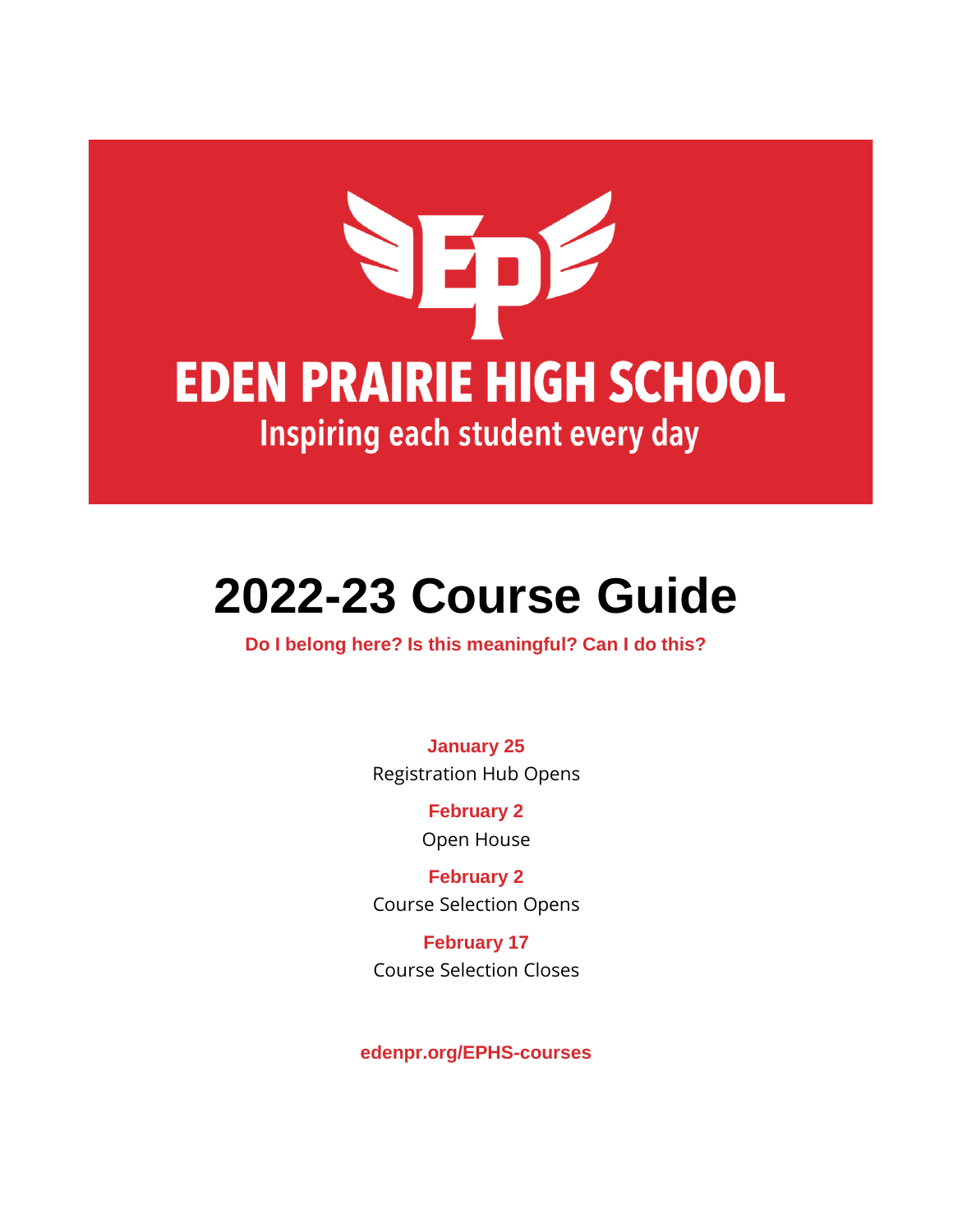# EDEN PRAIRIE HIGH SCHOOL

Inspiring each student every day

# 2022-23 Course Guide

**Do I belong here? Is this meaningful? Can I do this?**

**January 25**
Registration Hub Opens

**February 2**
Open House

**February 2**
Course Selection Opens

**February 17**
Course Selection Closes

**edenpr.org/EPHS-courses**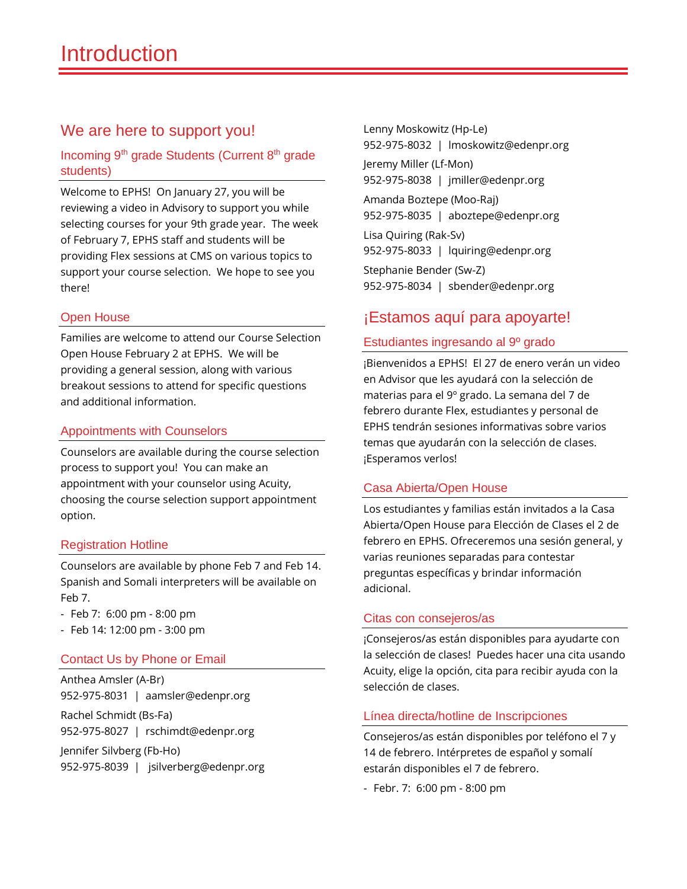// Introduction

## We are here to support you!

### Incoming 9th grade Students (Current 8th grade students)

Welcome to EPHS! On January 27, you will be reviewing a video in Advisory to support you while selecting courses for your 9th grade year. The week of February 7, EPHS staff and students will be providing Flex sessions at CMS on various topics to support your course selection. We hope to see you there!

### Open House

Families are welcome to attend our Course Selection Open House February 2 at EPHS. We will be providing a general session, along with various breakout sessions to attend for specific questions and additional information.

### Appointments with Counselors

Counselors are available during the course selection process to support you! You can make an appointment with your counselor using Acuity, choosing the course selection support appointment option.

### Registration Hotline

Counselors are available by phone Feb 7 and Feb 14. Spanish and Somali interpreters will be available on Feb 7.

- Feb 7: 6:00 pm - 8:00 pm
- Feb 14: 12:00 pm - 3:00 pm

### Contact Us by Phone or Email

Anthea Amsler (A-Br)
952-975-8031 | aamsler@edenpr.org

Rachel Schmidt (Bs-Fa)
952-975-8027 | rschimdt@edenpr.org

Jennifer Silvberg (Fb-Ho)
952-975-8039 | jsilverberg@edenpr.org

Lenny Moskowitz (Hp-Le)
952-975-8032 | lmoskowitz@edenpr.org

Jeremy Miller (Lf-Mon)
952-975-8038 | jmiller@edenpr.org

Amanda Boztepe (Moo-Raj)
952-975-8035 | aboztepe@edenpr.org

Lisa Quiring (Rak-Sv)
952-975-8033 | lquiring@edenpr.org

Stephanie Bender (Sw-Z)
952-975-8034 | sbender@edenpr.org

## ¡Estamos aquí para apoyarte!

### Estudiantes ingresando al 9º grado

¡Bienvenidos a EPHS! El 27 de enero verán un video en Advisor que les ayudará con la selección de materias para el 9º grado. La semana del 7 de febrero durante Flex, estudiantes y personal de EPHS tendrán sesiones informativas sobre varios temas que ayudarán con la selección de clases. ¡Esperamos verlos!

### Casa Abierta/Open House

Los estudiantes y familias están invitados a la Casa Abierta/Open House para Elección de Clases el 2 de febrero en EPHS. Ofreceremos una sesión general, y varias reuniones separadas para contestar preguntas específicas y brindar información adicional.

### Citas con consejeros/as

¡Consejeros/as están disponibles para ayudarte con la selección de clases! Puedes hacer una cita usando Acuity, elige la opción, cita para recibir ayuda con la selección de clases.

### Línea directa/hotline de Inscripciones

Consejeros/as están disponibles por teléfono el 7 y 14 de febrero. Intérpretes de español y somalí estarán disponibles el 7 de febrero.

- Febr. 7: 6:00 pm - 8:00 pm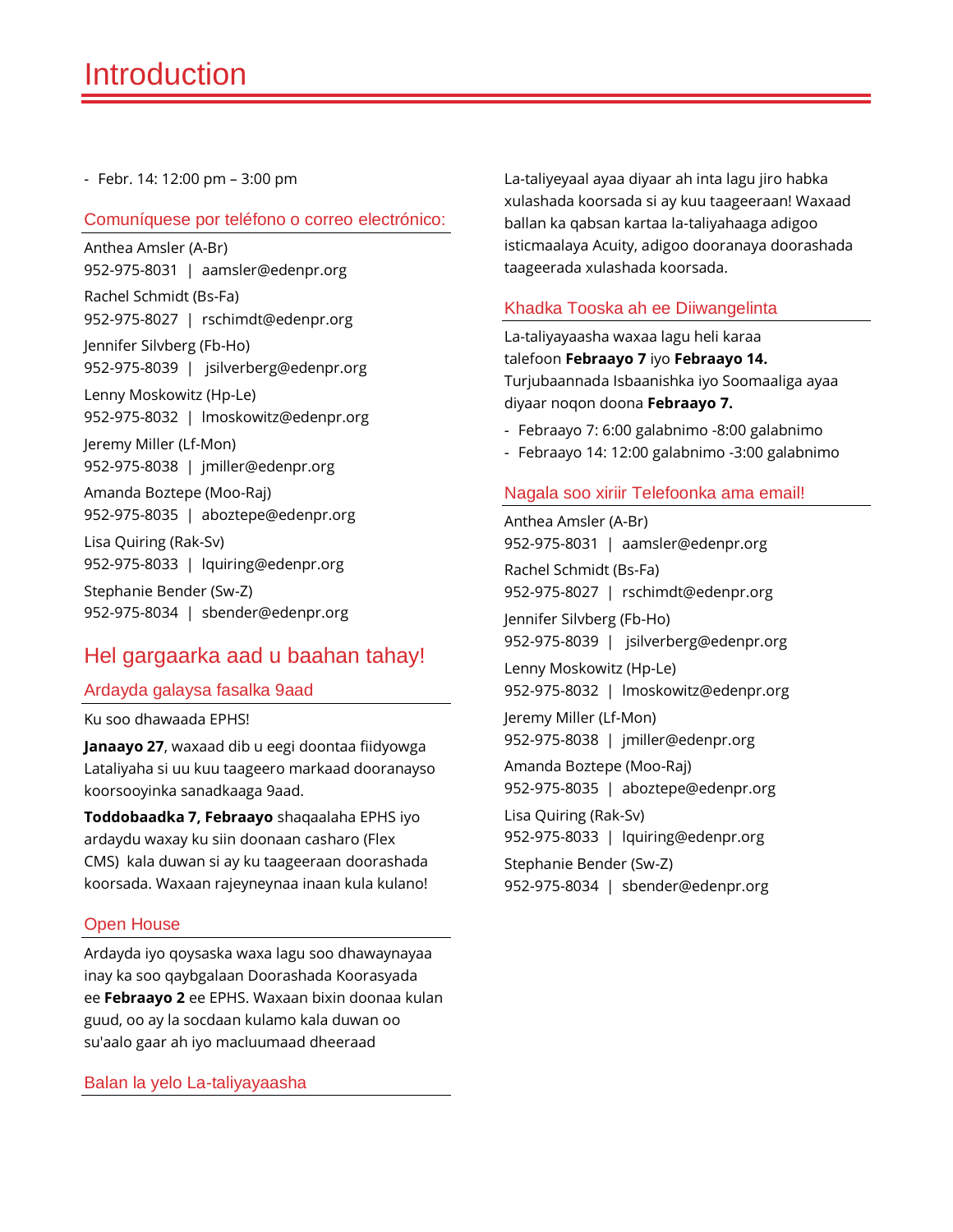# Introduction

- Febr. 14: 12:00 pm – 3:00 pm

### Comuníquese por teléfono o correo electrónico:

Anthea Amsler (A-Br)
952-975-8031 | aamsler@edenpr.org

Rachel Schmidt (Bs-Fa)
952-975-8027 | rschimdt@edenpr.org

Jennifer Silvberg (Fb-Ho)
952-975-8039 | jsilverberg@edenpr.org

Lenny Moskowitz (Hp-Le)
952-975-8032 | lmoskowitz@edenpr.org

Jeremy Miller (Lf-Mon)
952-975-8038 | jmiller@edenpr.org

Amanda Boztepe (Moo-Raj)
952-975-8035 | aboztepe@edenpr.org

Lisa Quiring (Rak-Sv)
952-975-8033 | lquiring@edenpr.org

Stephanie Bender (Sw-Z)
952-975-8034 | sbender@edenpr.org

## Hel gargaarka aad u baahan tahay!

### Ardayda galaysa fasalka 9aad

Ku soo dhawaada EPHS!

**Janaayo 27**, waxaad dib u eegi doontaa fiidyowga Lataliyaha si uu kuu taageero markaad dooranayso koorsooyinka sanadkaaga 9aad.

**Toddobaadka 7, Febraayo** shaqaalaha EPHS iyo ardaydu waxay ku siin doonaan casharo (Flex CMS) kala duwan si ay ku taageeraan doorashada koorsada. Waxaan rajeyneynaa inaan kula kulano!

### Open House

Ardayda iyo qoysaska waxa lagu soo dhawaynayaa inay ka soo qaybgalaan Doorashada Koorasyada ee **Febraayo 2** ee EPHS. Waxaan bixin doonaa kulan guud, oo ay la socdaan kulamo kala duwan oo su'aalo gaar ah iyo macluumaad dheeraad

### Balan la yelo La-taliyayaasha

La-taliyeyaal ayaa diyaar ah inta lagu jiro habka xulashada koorsada si ay kuu taageeraan! Waxaad ballan ka qabsan kartaa la-taliyahaaga adigoo isticmaalaya Acuity, adigoo dooranaya doorashada taageerada xulashada koorsada.

### Khadka Tooska ah ee Diiwangelinta

La-taliyayaasha waxaa lagu heli karaa telefoon **Febraayo 7** iyo **Febraayo 14.** Turjubaannada Isbaanishka iyo Soomaaliga ayaa diyaar noqon doona **Febraayo 7.**

- Febraayo 7: 6:00 galabnimo -8:00 galabnimo
- Febraayo 14: 12:00 galabnimo -3:00 galabnimo

### Nagala soo xiriir Telefoonka ama email!

Anthea Amsler (A-Br)
952-975-8031 | aamsler@edenpr.org

Rachel Schmidt (Bs-Fa)
952-975-8027 | rschimdt@edenpr.org

Jennifer Silvberg (Fb-Ho)
952-975-8039 | jsilverberg@edenpr.org

Lenny Moskowitz (Hp-Le)
952-975-8032 | lmoskowitz@edenpr.org

Jeremy Miller (Lf-Mon)
952-975-8038 | jmiller@edenpr.org

Amanda Boztepe (Moo-Raj)
952-975-8035 | aboztepe@edenpr.org

Lisa Quiring (Rak-Sv)
952-975-8033 | lquiring@edenpr.org

Stephanie Bender (Sw-Z)
952-975-8034 | sbender@edenpr.org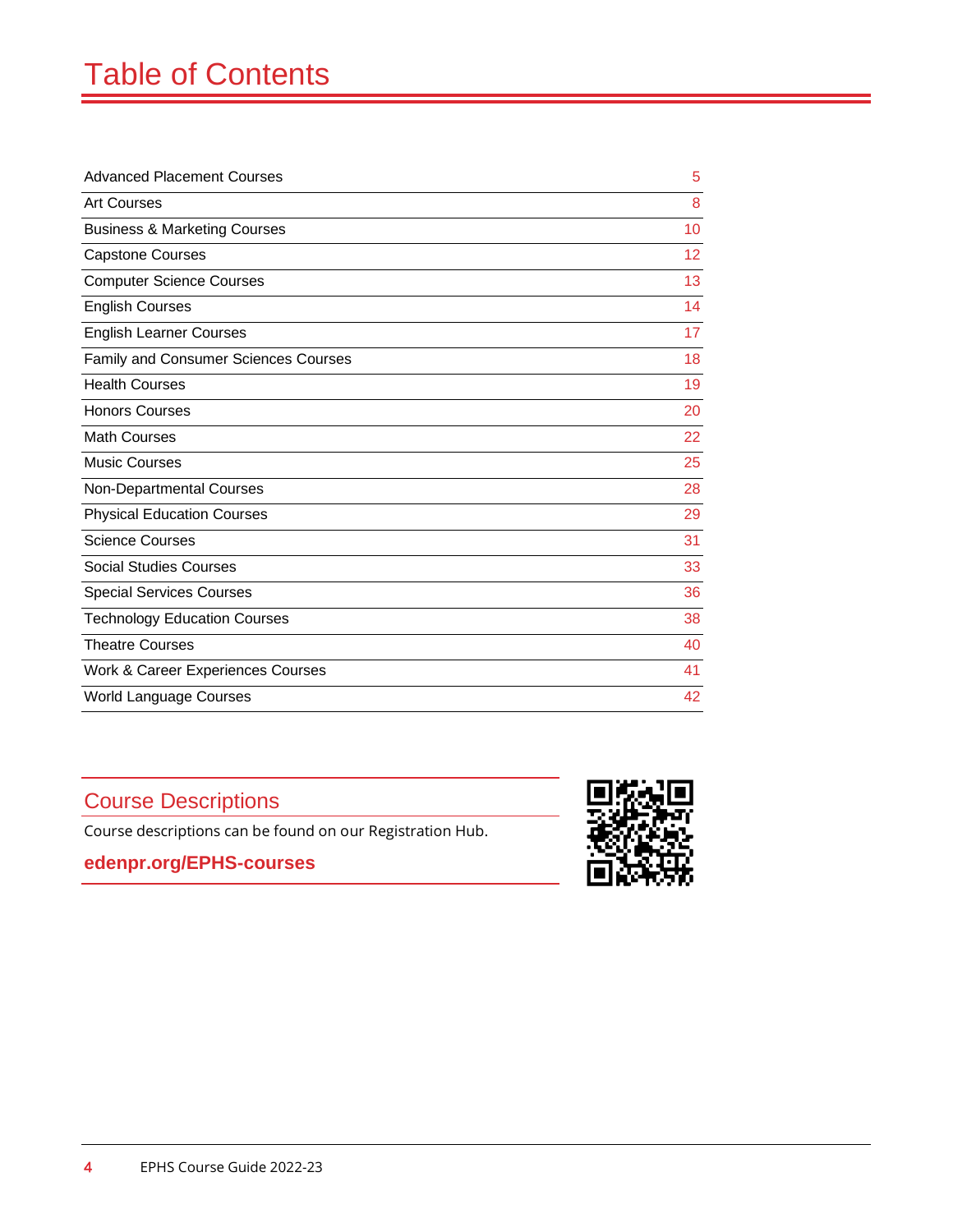# Table of Contents

| | |
|---|---|
| Advanced Placement Courses | 5 |
| Art Courses | 8 |
| Business & Marketing Courses | 10 |
| Capstone Courses | 12 |
| Computer Science Courses | 13 |
| English Courses | 14 |
| English Learner Courses | 17 |
| Family and Consumer Sciences Courses | 18 |
| Health Courses | 19 |
| Honors Courses | 20 |
| Math Courses | 22 |
| Music Courses | 25 |
| Non-Departmental Courses | 28 |
| Physical Education Courses | 29 |
| Science Courses | 31 |
| Social Studies Courses | 33 |
| Special Services Courses | 36 |
| Technology Education Courses | 38 |
| Theatre Courses | 40 |
| Work & Career Experiences Courses | 41 |
| World Language Courses | 42 |

## Course Descriptions

Course descriptions can be found on our Registration Hub.

**edenpr.org/EPHS-courses**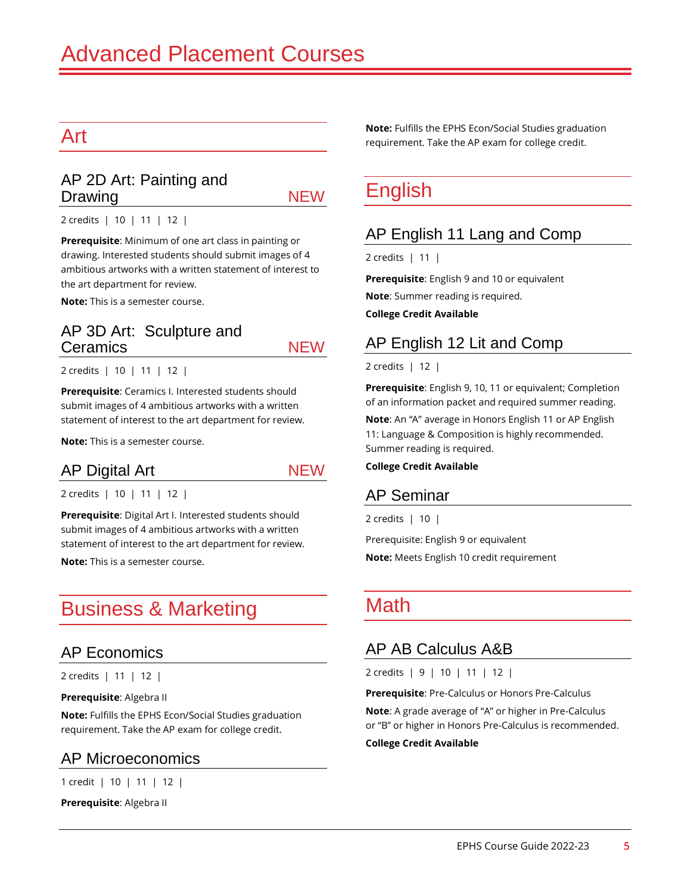# Advanced Placement Courses

## Art

### AP 2D Art: Painting and Drawing NEW

2 credits | 10 | 11 | 12 |

**Prerequisite**: Minimum of one art class in painting or drawing. Interested students should submit images of 4 ambitious artworks with a written statement of interest to the art department for review.

**Note:** This is a semester course.

### AP 3D Art: Sculpture and Ceramics NEW

2 credits | 10 | 11 | 12 |

**Prerequisite**: Ceramics I. Interested students should submit images of 4 ambitious artworks with a written statement of interest to the art department for review.

**Note:** This is a semester course.

### AP Digital Art NEW

2 credits | 10 | 11 | 12 |

**Prerequisite**: Digital Art I. Interested students should submit images of 4 ambitious artworks with a written statement of interest to the art department for review.

**Note:** This is a semester course.

## Business & Marketing

### AP Economics

2 credits | 11 | 12 |

**Prerequisite**: Algebra II

**Note:** Fulfills the EPHS Econ/Social Studies graduation requirement. Take the AP exam for college credit.

### AP Microeconomics

1 credit | 10 | 11 | 12 |

**Prerequisite**: Algebra II

**Note:** Fulfills the EPHS Econ/Social Studies graduation requirement. Take the AP exam for college credit.

## English

### AP English 11 Lang and Comp

2 credits | 11 |

**Prerequisite**: English 9 and 10 or equivalent

**Note**: Summer reading is required.

**College Credit Available**

### AP English 12 Lit and Comp

2 credits | 12 |

**Prerequisite**: English 9, 10, 11 or equivalent; Completion of an information packet and required summer reading.

**Note**: An "A" average in Honors English 11 or AP English 11: Language & Composition is highly recommended. Summer reading is required.

**College Credit Available**

### AP Seminar

2 credits | 10 |

Prerequisite: English 9 or equivalent

**Note:** Meets English 10 credit requirement

## Math

### AP AB Calculus A&B

2 credits | 9 | 10 | 11 | 12 |

**Prerequisite**: Pre-Calculus or Honors Pre-Calculus

**Note**: A grade average of "A" or higher in Pre-Calculus or "B" or higher in Honors Pre-Calculus is recommended.

**College Credit Available**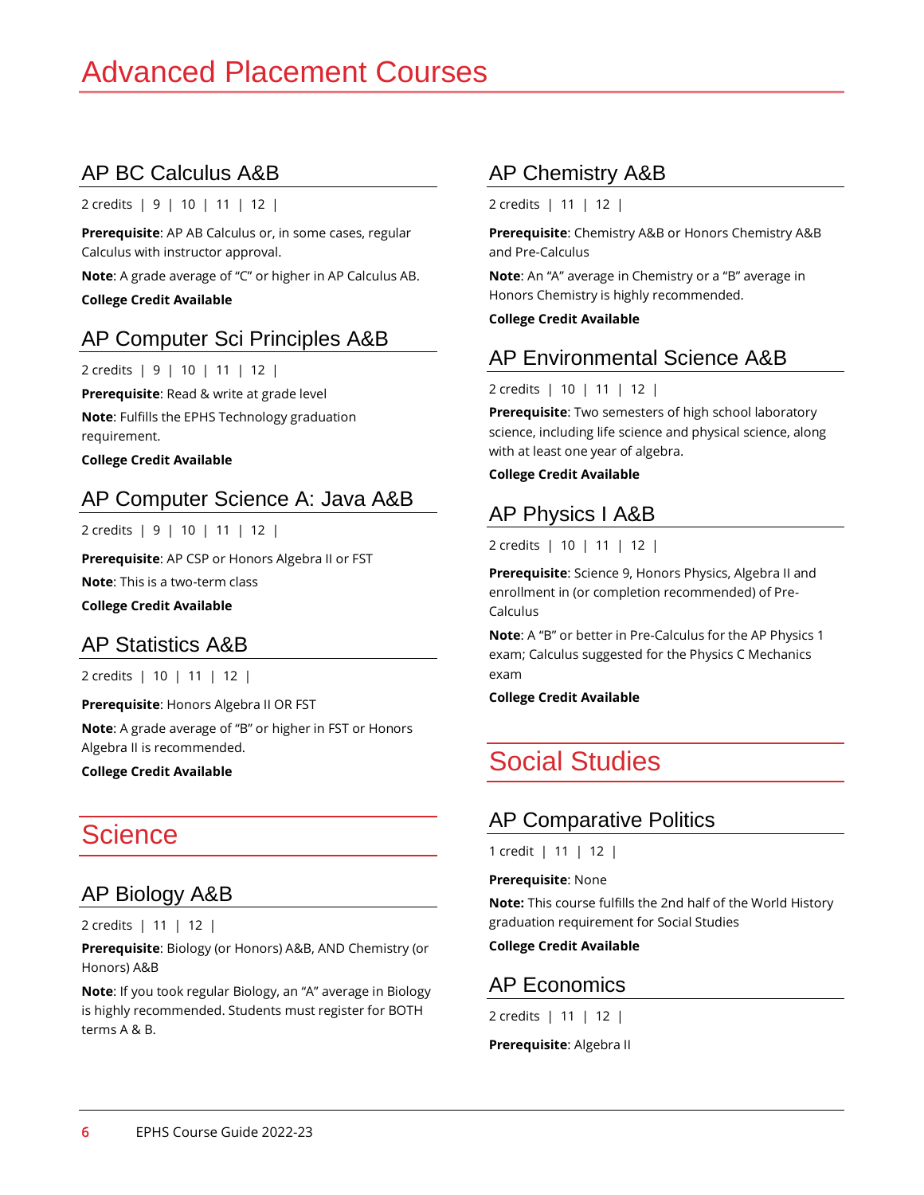# Advanced Placement Courses

## AP BC Calculus A&B

2 credits | 9 | 10 | 11 | 12 |

**Prerequisite**: AP AB Calculus or, in some cases, regular Calculus with instructor approval.

**Note**: A grade average of "C" or higher in AP Calculus AB.

**College Credit Available**

## AP Computer Sci Principles A&B

2 credits | 9 | 10 | 11 | 12 |

**Prerequisite**: Read & write at grade level

**Note**: Fulfills the EPHS Technology graduation requirement.

**College Credit Available**

## AP Computer Science A: Java A&B

2 credits | 9 | 10 | 11 | 12 |

**Prerequisite**: AP CSP or Honors Algebra II or FST

**Note**: This is a two-term class

**College Credit Available**

## AP Statistics A&B

2 credits | 10 | 11 | 12 |

**Prerequisite**: Honors Algebra II OR FST

**Note**: A grade average of "B" or higher in FST or Honors Algebra II is recommended.

**College Credit Available**

# Science

## AP Biology A&B

2 credits | 11 | 12 |

**Prerequisite**: Biology (or Honors) A&B, AND Chemistry (or Honors) A&B

**Note**: If you took regular Biology, an "A" average in Biology is highly recommended. Students must register for BOTH terms A & B.

## AP Chemistry A&B

2 credits | 11 | 12 |

**Prerequisite**: Chemistry A&B or Honors Chemistry A&B and Pre-Calculus

**Note**: An "A" average in Chemistry or a "B" average in Honors Chemistry is highly recommended.

**College Credit Available**

## AP Environmental Science A&B

2 credits | 10 | 11 | 12 |

**Prerequisite**: Two semesters of high school laboratory science, including life science and physical science, along with at least one year of algebra.

**College Credit Available**

## AP Physics I A&B

2 credits | 10 | 11 | 12 |

**Prerequisite**: Science 9, Honors Physics, Algebra II and enrollment in (or completion recommended) of Pre-Calculus

**Note**: A "B" or better in Pre-Calculus for the AP Physics 1 exam; Calculus suggested for the Physics C Mechanics exam

**College Credit Available**

# Social Studies

## AP Comparative Politics

1 credit | 11 | 12 |

**Prerequisite**: None

**Note:** This course fulfills the 2nd half of the World History graduation requirement for Social Studies

**College Credit Available**

## AP Economics

2 credits | 11 | 12 |

**Prerequisite**: Algebra II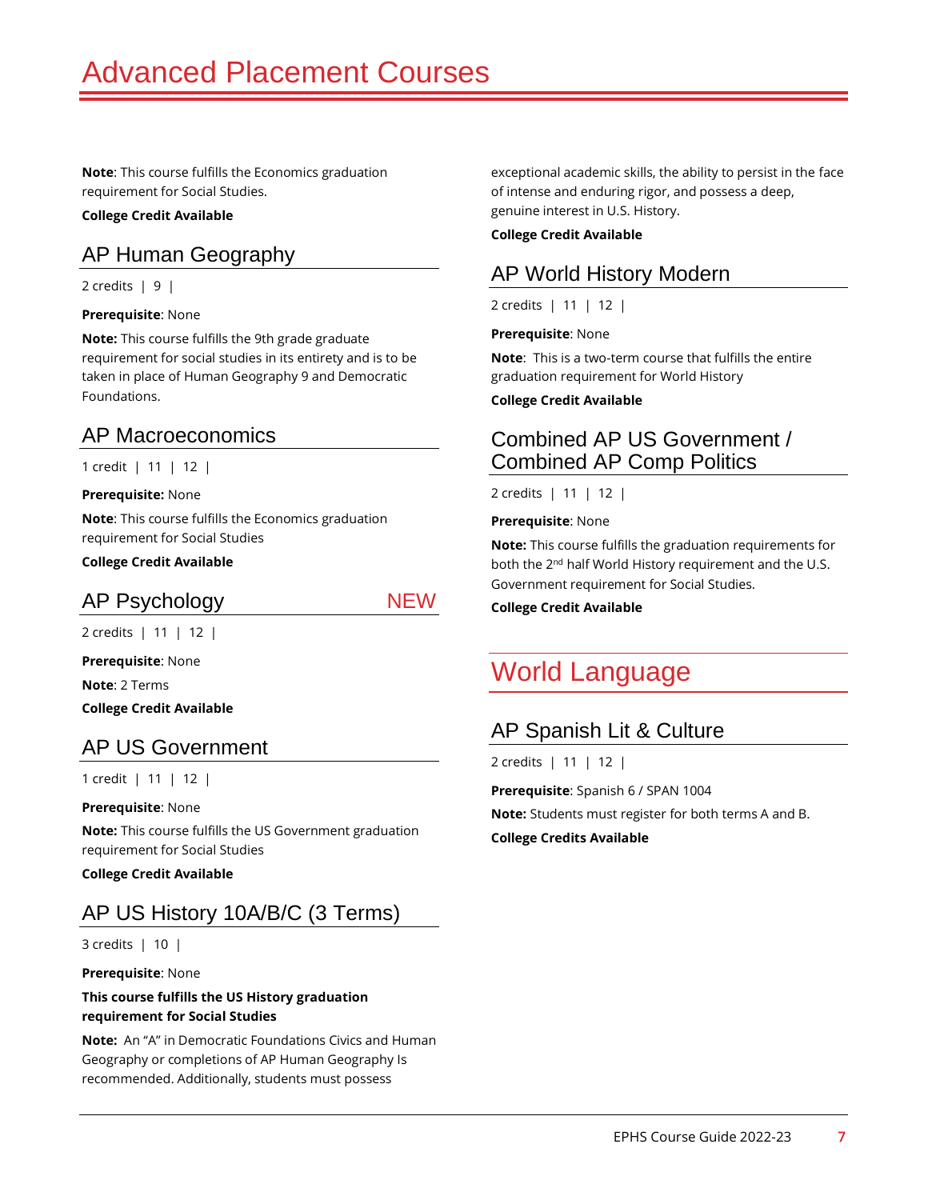# Advanced Placement Courses

**Note**: This course fulfills the Economics graduation requirement for Social Studies.

**College Credit Available**

## AP Human Geography

2 credits | 9 |

**Prerequisite**: None

**Note:** This course fulfills the 9th grade graduate requirement for social studies in its entirety and is to be taken in place of Human Geography 9 and Democratic Foundations.

## AP Macroeconomics

1 credit | 11 | 12 |

**Prerequisite:** None

**Note**: This course fulfills the Economics graduation requirement for Social Studies

**College Credit Available**

## AP Psychology NEW

2 credits | 11 | 12 |

**Prerequisite**: None

**Note**: 2 Terms

**College Credit Available**

## AP US Government

1 credit | 11 | 12 |

**Prerequisite**: None

**Note:** This course fulfills the US Government graduation requirement for Social Studies

**College Credit Available**

## AP US History 10A/B/C (3 Terms)

3 credits | 10 |

**Prerequisite**: None

**This course fulfills the US History graduation requirement for Social Studies**

**Note:** An "A" in Democratic Foundations Civics and Human Geography or completions of AP Human Geography Is recommended. Additionally, students must possess exceptional academic skills, the ability to persist in the face of intense and enduring rigor, and possess a deep, genuine interest in U.S. History.

**College Credit Available**

## AP World History Modern

2 credits | 11 | 12 |

**Prerequisite**: None

**Note**: This is a two-term course that fulfills the entire graduation requirement for World History

**College Credit Available**

## Combined AP US Government / Combined AP Comp Politics

2 credits | 11 | 12 |

**Prerequisite**: None

**Note:** This course fulfills the graduation requirements for both the 2nd half World History requirement and the U.S. Government requirement for Social Studies.

**College Credit Available**

# World Language

## AP Spanish Lit & Culture

2 credits | 11 | 12 |

**Prerequisite**: Spanish 6 / SPAN 1004

**Note:** Students must register for both terms A and B.

**College Credits Available**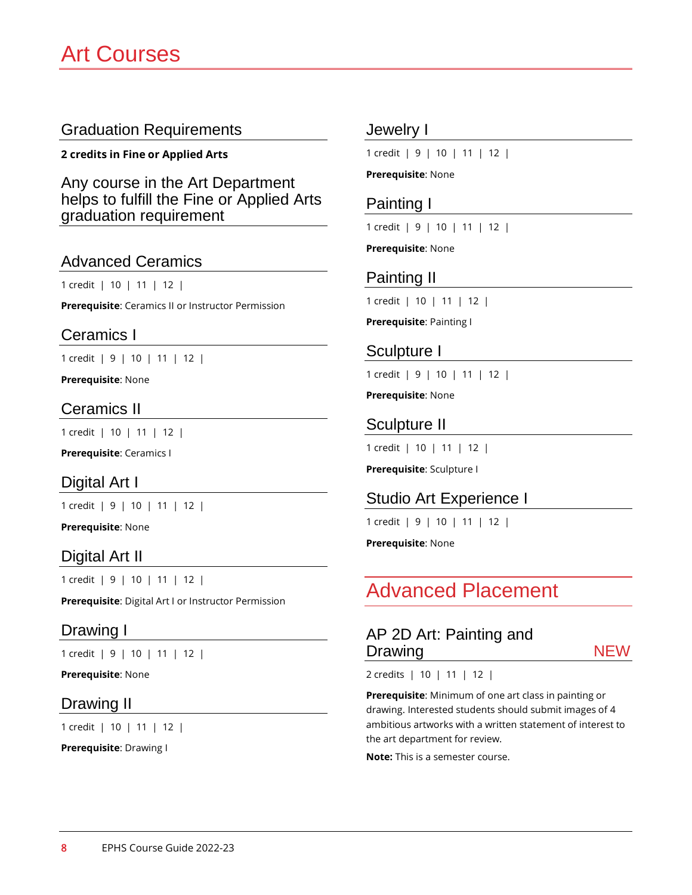# Art Courses

## Graduation Requirements

**2 credits in Fine or Applied Arts**

### Any course in the Art Department helps to fulfill the Fine or Applied Arts graduation requirement

## Advanced Ceramics

1 credit | 10 | 11 | 12 |

**Prerequisite**: Ceramics II or Instructor Permission

## Ceramics I

1 credit | 9 | 10 | 11 | 12 |

**Prerequisite**: None

## Ceramics II

1 credit | 10 | 11 | 12 |

**Prerequisite**: Ceramics I

## Digital Art I

1 credit | 9 | 10 | 11 | 12 |

**Prerequisite**: None

## Digital Art II

1 credit | 9 | 10 | 11 | 12 |

**Prerequisite**: Digital Art I or Instructor Permission

## Drawing I

1 credit | 9 | 10 | 11 | 12 |

**Prerequisite**: None

## Drawing II

1 credit | 10 | 11 | 12 |

**Prerequisite**: Drawing I

## Jewelry I

1 credit | 9 | 10 | 11 | 12 |

**Prerequisite**: None

## Painting I

1 credit | 9 | 10 | 11 | 12 |

**Prerequisite**: None

## Painting II

1 credit | 10 | 11 | 12 |

**Prerequisite**: Painting I

## Sculpture I

1 credit | 9 | 10 | 11 | 12 |

**Prerequisite**: None

## Sculpture II

1 credit | 10 | 11 | 12 |

**Prerequisite**: Sculpture I

## Studio Art Experience I

1 credit | 9 | 10 | 11 | 12 |

**Prerequisite**: None

# Advanced Placement

## AP 2D Art: Painting and Drawing — NEW

2 credits | 10 | 11 | 12 |

**Prerequisite**: Minimum of one art class in painting or drawing. Interested students should submit images of 4 ambitious artworks with a written statement of interest to the art department for review.

**Note:** This is a semester course.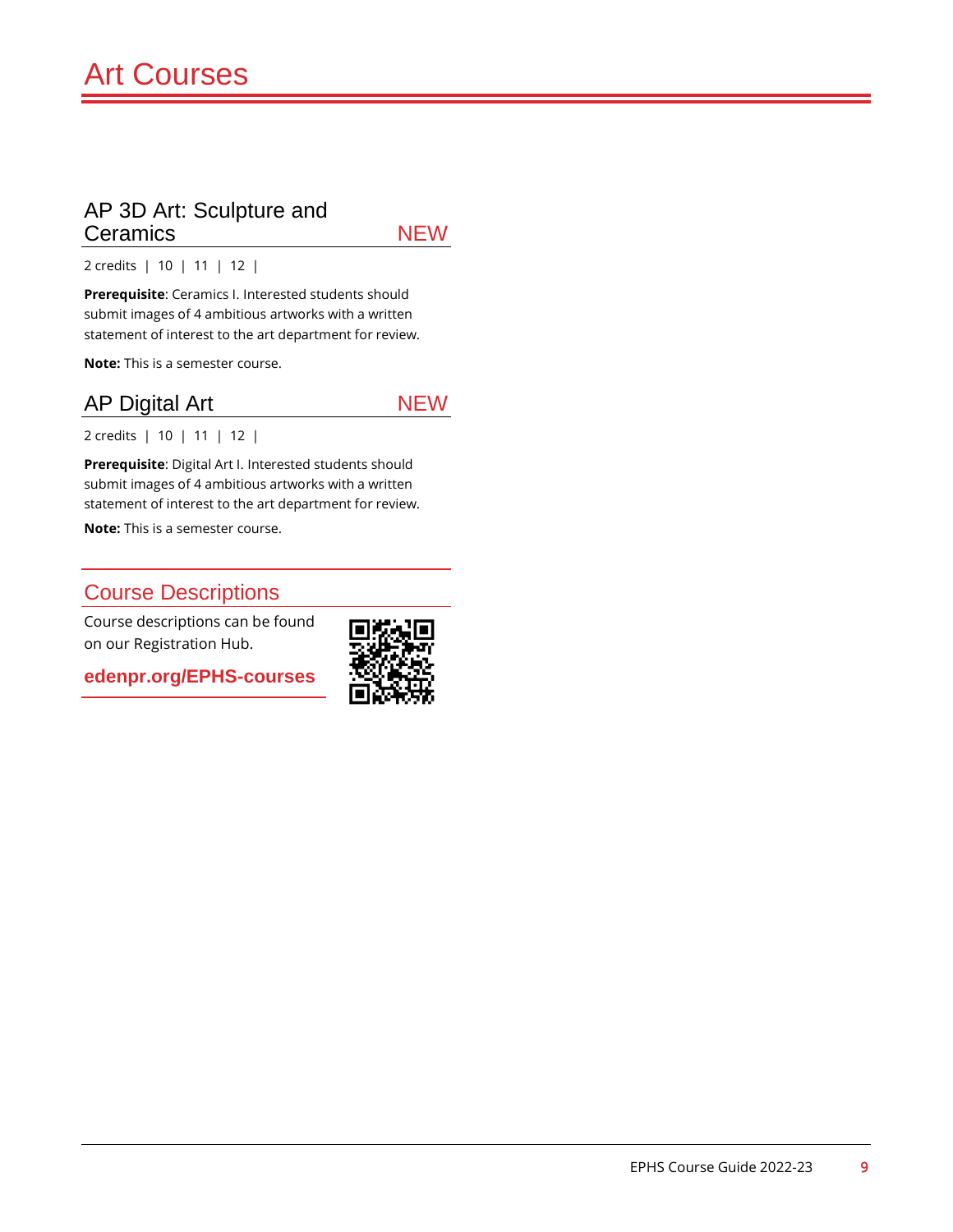# Art Courses

## AP 3D Art: Sculpture and Ceramics NEW

2 credits | 10 | 11 | 12 |

**Prerequisite**: Ceramics I. Interested students should submit images of 4 ambitious artworks with a written statement of interest to the art department for review.

**Note:** This is a semester course.

## AP Digital Art NEW

2 credits | 10 | 11 | 12 |

**Prerequisite**: Digital Art I. Interested students should submit images of 4 ambitious artworks with a written statement of interest to the art department for review.

**Note:** This is a semester course.

## Course Descriptions

Course descriptions can be found on our Registration Hub.

**edenpr.org/EPHS-courses**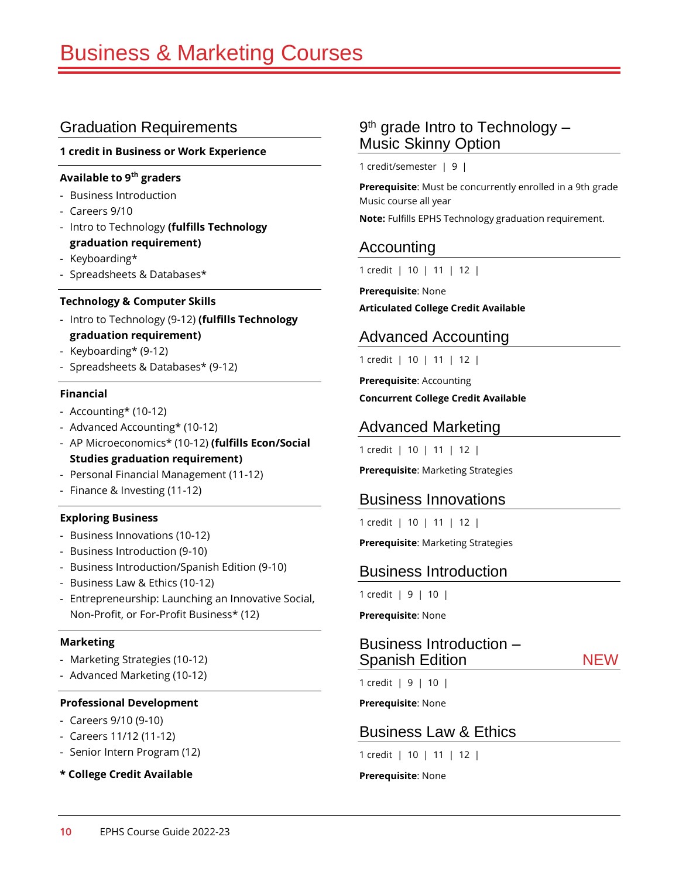# Business & Marketing Courses

## Graduation Requirements

**1 credit in Business or Work Experience**

**Available to 9th graders**

- Business Introduction
- Careers 9/10
- Intro to Technology **(fulfills Technology graduation requirement)**
- Keyboarding*
- Spreadsheets & Databases*

**Technology & Computer Skills**

- Intro to Technology (9-12) **(fulfills Technology graduation requirement)**
- Keyboarding* (9-12)
- Spreadsheets & Databases* (9-12)

**Financial**

- Accounting* (10-12)
- Advanced Accounting* (10-12)
- AP Microeconomics* (10-12) **(fulfills Econ/Social Studies graduation requirement)**
- Personal Financial Management (11-12)
- Finance & Investing (11-12)

**Exploring Business**

- Business Innovations (10-12)
- Business Introduction (9-10)
- Business Introduction/Spanish Edition (9-10)
- Business Law & Ethics (10-12)
- Entrepreneurship: Launching an Innovative Social, Non-Profit, or For-Profit Business* (12)

**Marketing**

- Marketing Strategies (10-12)
- Advanced Marketing (10-12)

**Professional Development**

- Careers 9/10 (9-10)
- Careers 11/12 (11-12)
- Senior Intern Program (12)

**\* College Credit Available**

## 9th grade Intro to Technology – Music Skinny Option

1 credit/semester | 9 |

**Prerequisite**: Must be concurrently enrolled in a 9th grade Music course all year

**Note:** Fulfills EPHS Technology graduation requirement.

## Accounting

1 credit | 10 | 11 | 12 |

**Prerequisite**: None

**Articulated College Credit Available**

## Advanced Accounting

1 credit | 10 | 11 | 12 |

**Prerequisite**: Accounting

**Concurrent College Credit Available**

## Advanced Marketing

1 credit | 10 | 11 | 12 |

**Prerequisite**: Marketing Strategies

## Business Innovations

1 credit | 10 | 11 | 12 |

**Prerequisite**: Marketing Strategies

## Business Introduction

1 credit | 9 | 10 |

**Prerequisite**: None

## Business Introduction – Spanish Edition NEW

1 credit | 9 | 10 |

**Prerequisite**: None

## Business Law & Ethics

1 credit | 10 | 11 | 12 |

**Prerequisite**: None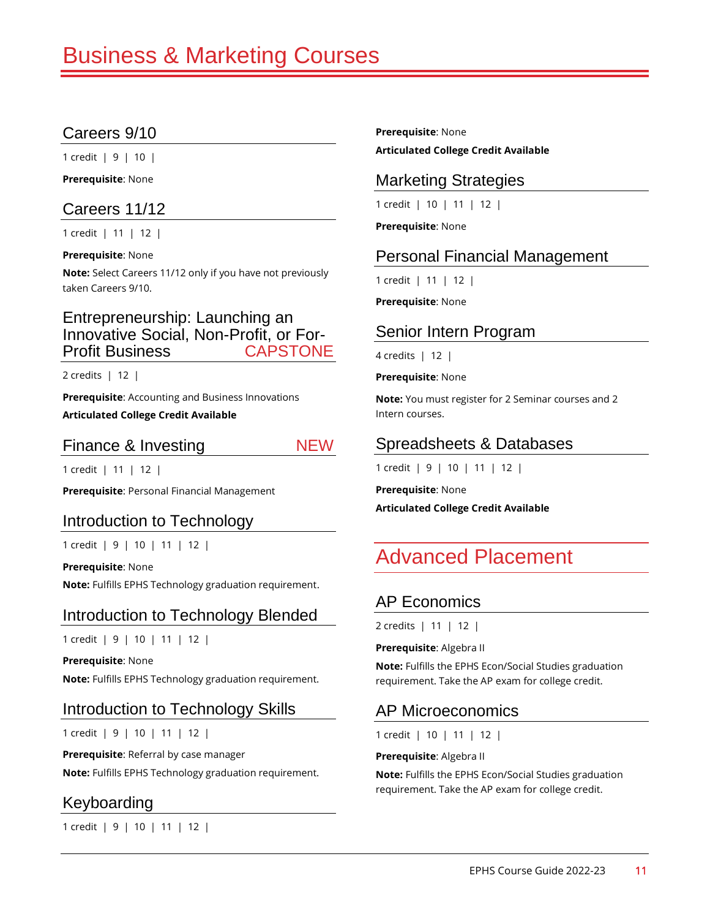# Business & Marketing Courses

## Careers 9/10

1 credit | 9 | 10 |

**Prerequisite**: None

## Careers 11/12

1 credit | 11 | 12 |

**Prerequisite**: None

**Note:** Select Careers 11/12 only if you have not previously taken Careers 9/10.

## Entrepreneurship: Launching an Innovative Social, Non-Profit, or For-Profit Business CAPSTONE

2 credits | 12 |

**Prerequisite**: Accounting and Business Innovations

**Articulated College Credit Available**

## Finance & Investing NEW

1 credit | 11 | 12 |

**Prerequisite**: Personal Financial Management

## Introduction to Technology

1 credit | 9 | 10 | 11 | 12 |

**Prerequisite**: None

**Note:** Fulfills EPHS Technology graduation requirement.

## Introduction to Technology Blended

1 credit | 9 | 10 | 11 | 12 |

**Prerequisite**: None

**Note:** Fulfills EPHS Technology graduation requirement.

## Introduction to Technology Skills

1 credit | 9 | 10 | 11 | 12 |

**Prerequisite**: Referral by case manager

**Note:** Fulfills EPHS Technology graduation requirement.

## Keyboarding

1 credit | 9 | 10 | 11 | 12 |

**Prerequisite**: None

**Articulated College Credit Available**

## Marketing Strategies

1 credit | 10 | 11 | 12 |

**Prerequisite**: None

## Personal Financial Management

1 credit | 11 | 12 |

**Prerequisite**: None

## Senior Intern Program

4 credits | 12 |

**Prerequisite**: None

**Note:** You must register for 2 Seminar courses and 2 Intern courses.

## Spreadsheets & Databases

1 credit | 9 | 10 | 11 | 12 |

**Prerequisite**: None

**Articulated College Credit Available**

# Advanced Placement

## AP Economics

2 credits | 11 | 12 |

**Prerequisite**: Algebra II

**Note:** Fulfills the EPHS Econ/Social Studies graduation requirement. Take the AP exam for college credit.

## AP Microeconomics

1 credit | 10 | 11 | 12 |

**Prerequisite**: Algebra II

**Note:** Fulfills the EPHS Econ/Social Studies graduation requirement. Take the AP exam for college credit.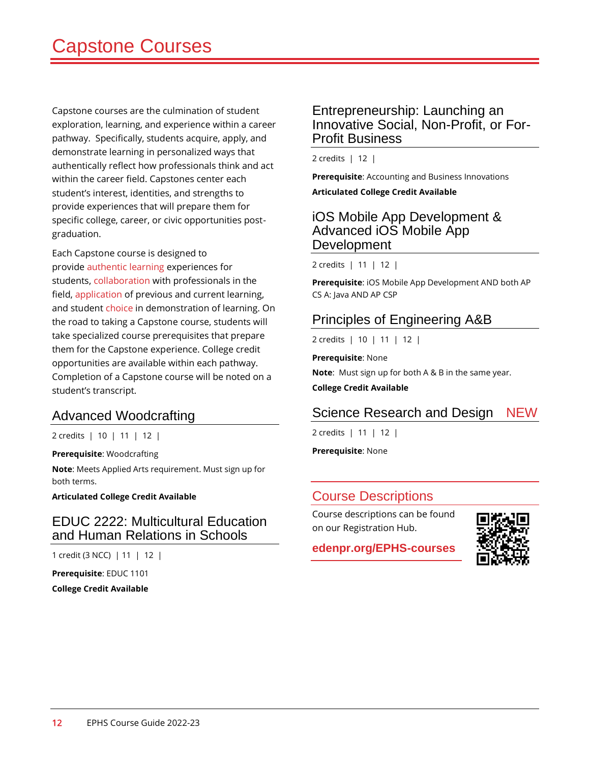# Capstone Courses

Capstone courses are the culmination of student exploration, learning, and experience within a career pathway. Specifically, students acquire, apply, and demonstrate learning in personalized ways that authentically reflect how professionals think and act within the career field. Capstones center each student's interest, identities, and strengths to provide experiences that will prepare them for specific college, career, or civic opportunities post-graduation.

Each Capstone course is designed to provide authentic learning experiences for students, collaboration with professionals in the field, application of previous and current learning, and student choice in demonstration of learning. On the road to taking a Capstone course, students will take specialized course prerequisites that prepare them for the Capstone experience. College credit opportunities are available within each pathway. Completion of a Capstone course will be noted on a student's transcript.

## Advanced Woodcrafting

2 credits | 10 | 11 | 12 |

**Prerequisite**: Woodcrafting

**Note**: Meets Applied Arts requirement. Must sign up for both terms.

**Articulated College Credit Available**

## EDUC 2222: Multicultural Education and Human Relations in Schools

1 credit (3 NCC) | 11 | 12 |

**Prerequisite**: EDUC 1101

**College Credit Available**

## Entrepreneurship: Launching an Innovative Social, Non-Profit, or For-Profit Business

2 credits | 12 |

**Prerequisite**: Accounting and Business Innovations

**Articulated College Credit Available**

## iOS Mobile App Development & Advanced iOS Mobile App Development

2 credits | 11 | 12 |

**Prerequisite**: iOS Mobile App Development AND both AP CS A: Java AND AP CSP

## Principles of Engineering A&B

2 credits | 10 | 11 | 12 |

**Prerequisite**: None

**Note**: Must sign up for both A & B in the same year.

**College Credit Available**

## Science Research and Design NEW

2 credits | 11 | 12 |

**Prerequisite**: None

## Course Descriptions

Course descriptions can be found on our Registration Hub.

**edenpr.org/EPHS-courses**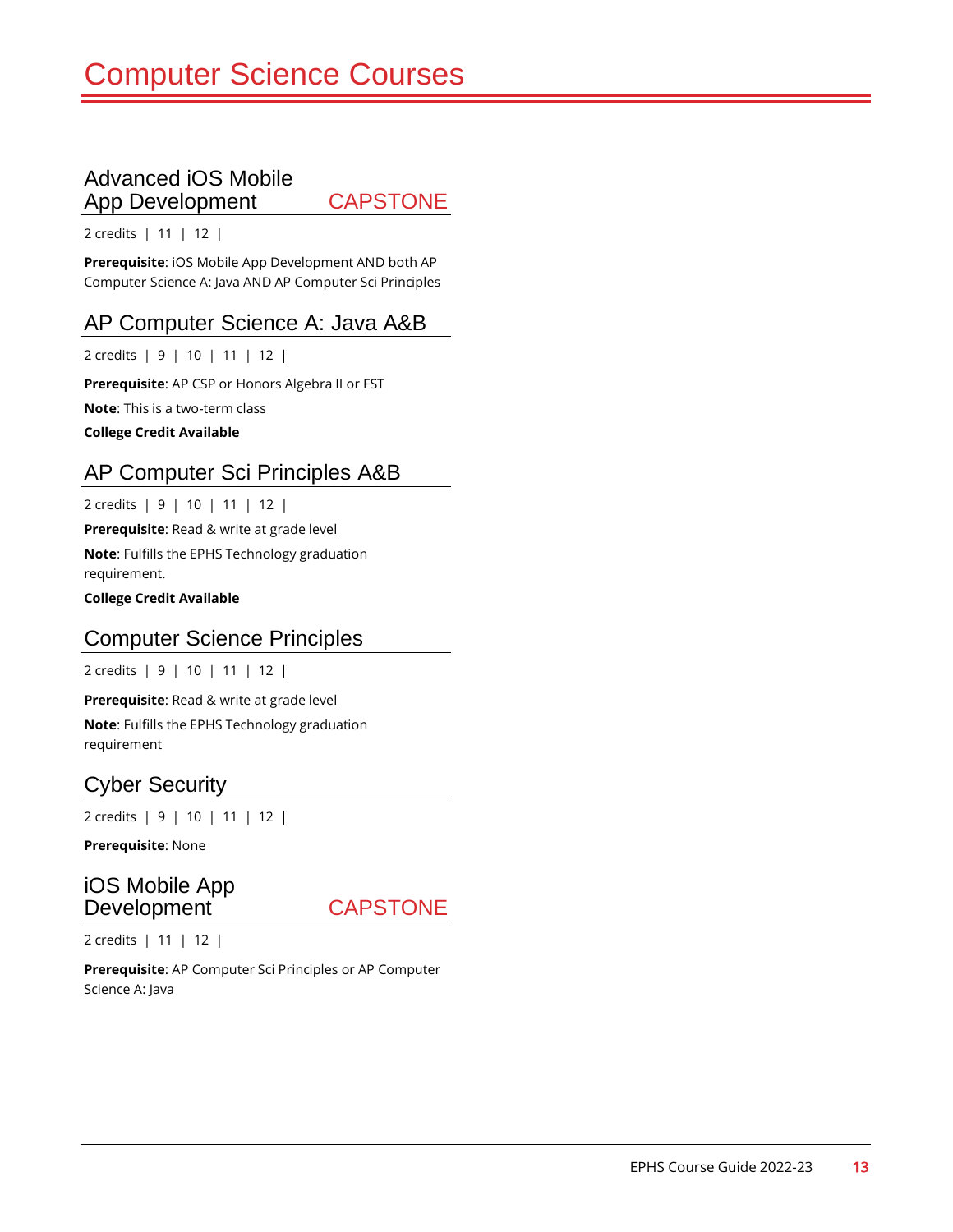# Computer Science Courses

## Advanced iOS Mobile App Development CAPSTONE

2 credits | 11 | 12 |

**Prerequisite**: iOS Mobile App Development AND both AP Computer Science A: Java AND AP Computer Sci Principles

## AP Computer Science A: Java A&B

2 credits | 9 | 10 | 11 | 12 |

**Prerequisite**: AP CSP or Honors Algebra II or FST

**Note**: This is a two-term class

**College Credit Available**

## AP Computer Sci Principles A&B

2 credits | 9 | 10 | 11 | 12 |

**Prerequisite**: Read & write at grade level

**Note**: Fulfills the EPHS Technology graduation requirement.

**College Credit Available**

## Computer Science Principles

2 credits | 9 | 10 | 11 | 12 |

**Prerequisite**: Read & write at grade level

**Note**: Fulfills the EPHS Technology graduation requirement

## Cyber Security

2 credits | 9 | 10 | 11 | 12 |

**Prerequisite**: None

## iOS Mobile App Development CAPSTONE

2 credits | 11 | 12 |

**Prerequisite**: AP Computer Sci Principles or AP Computer Science A: Java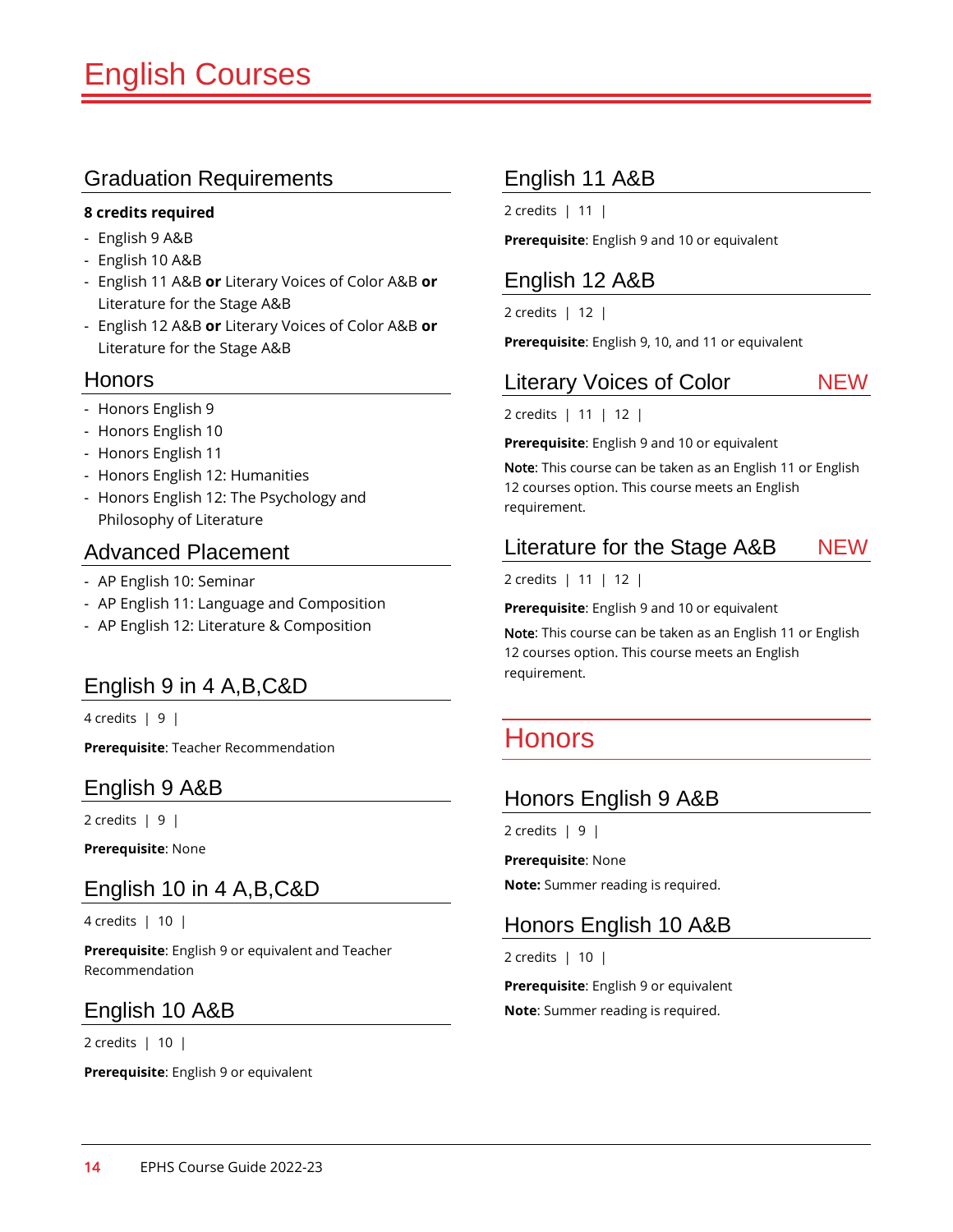# English Courses

## Graduation Requirements

**8 credits required**

- English 9 A&B
- English 10 A&B
- English 11 A&B **or** Literary Voices of Color A&B **or** Literature for the Stage A&B
- English 12 A&B **or** Literary Voices of Color A&B **or** Literature for the Stage A&B

## Honors

- Honors English 9
- Honors English 10
- Honors English 11
- Honors English 12: Humanities
- Honors English 12: The Psychology and Philosophy of Literature

## Advanced Placement

- AP English 10: Seminar
- AP English 11: Language and Composition
- AP English 12: Literature & Composition

## English 9 in 4 A,B,C&D

4 credits | 9 |

**Prerequisite**: Teacher Recommendation

## English 9 A&B

2 credits | 9 |

**Prerequisite**: None

## English 10 in 4 A,B,C&D

4 credits | 10 |

**Prerequisite**: English 9 or equivalent and Teacher Recommendation

## English 10 A&B

2 credits | 10 |

**Prerequisite**: English 9 or equivalent

## English 11 A&B

2 credits | 11 |

**Prerequisite**: English 9 and 10 or equivalent

## English 12 A&B

2 credits | 12 |

**Prerequisite**: English 9, 10, and 11 or equivalent

## Literary Voices of Color NEW

2 credits | 11 | 12 |

**Prerequisite**: English 9 and 10 or equivalent

**Note**: This course can be taken as an English 11 or English 12 courses option. This course meets an English requirement.

## Literature for the Stage A&B NEW

2 credits | 11 | 12 |

**Prerequisite**: English 9 and 10 or equivalent

**Note**: This course can be taken as an English 11 or English 12 courses option. This course meets an English requirement.

# Honors

## Honors English 9 A&B

2 credits | 9 |

**Prerequisite**: None

**Note:** Summer reading is required.

## Honors English 10 A&B

2 credits | 10 |

**Prerequisite**: English 9 or equivalent

**Note**: Summer reading is required.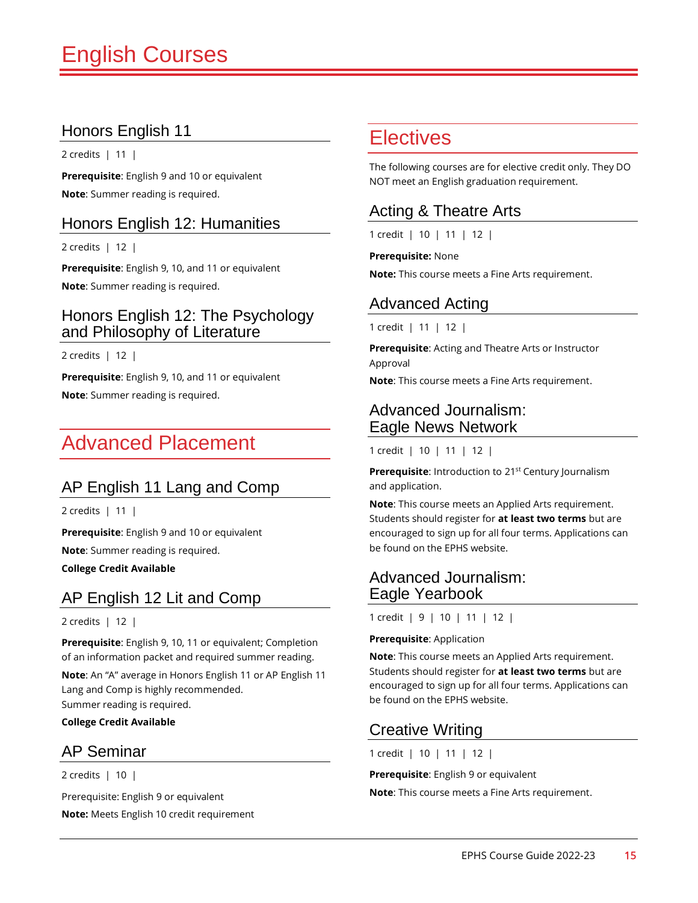# English Courses

### Honors English 11

2 credits | 11 |

**Prerequisite**: English 9 and 10 or equivalent

**Note**: Summer reading is required.

### Honors English 12: Humanities

2 credits | 12 |

**Prerequisite**: English 9, 10, and 11 or equivalent

**Note**: Summer reading is required.

### Honors English 12: The Psychology and Philosophy of Literature

2 credits | 12 |

**Prerequisite**: English 9, 10, and 11 or equivalent

**Note**: Summer reading is required.

## Advanced Placement

### AP English 11 Lang and Comp

2 credits | 11 |

**Prerequisite**: English 9 and 10 or equivalent

**Note**: Summer reading is required.

**College Credit Available**

### AP English 12 Lit and Comp

2 credits | 12 |

**Prerequisite**: English 9, 10, 11 or equivalent; Completion of an information packet and required summer reading.

**Note**: An "A" average in Honors English 11 or AP English 11 Lang and Comp is highly recommended.
Summer reading is required.

**College Credit Available**

### AP Seminar

2 credits | 10 |

Prerequisite: English 9 or equivalent

**Note:** Meets English 10 credit requirement

## Electives

The following courses are for elective credit only. They DO NOT meet an English graduation requirement.

### Acting & Theatre Arts

1 credit | 10 | 11 | 12 |

**Prerequisite:** None

**Note:** This course meets a Fine Arts requirement.

### Advanced Acting

1 credit | 11 | 12 |

**Prerequisite**: Acting and Theatre Arts or Instructor Approval

**Note**: This course meets a Fine Arts requirement.

### Advanced Journalism: Eagle News Network

1 credit | 10 | 11 | 12 |

**Prerequisite**: Introduction to 21st Century Journalism and application.

**Note**: This course meets an Applied Arts requirement. Students should register for **at least two terms** but are encouraged to sign up for all four terms. Applications can be found on the EPHS website.

### Advanced Journalism: Eagle Yearbook

1 credit | 9 | 10 | 11 | 12 |

**Prerequisite**: Application

**Note**: This course meets an Applied Arts requirement. Students should register for **at least two terms** but are encouraged to sign up for all four terms. Applications can be found on the EPHS website.

### Creative Writing

1 credit | 10 | 11 | 12 |

**Prerequisite**: English 9 or equivalent

**Note**: This course meets a Fine Arts requirement.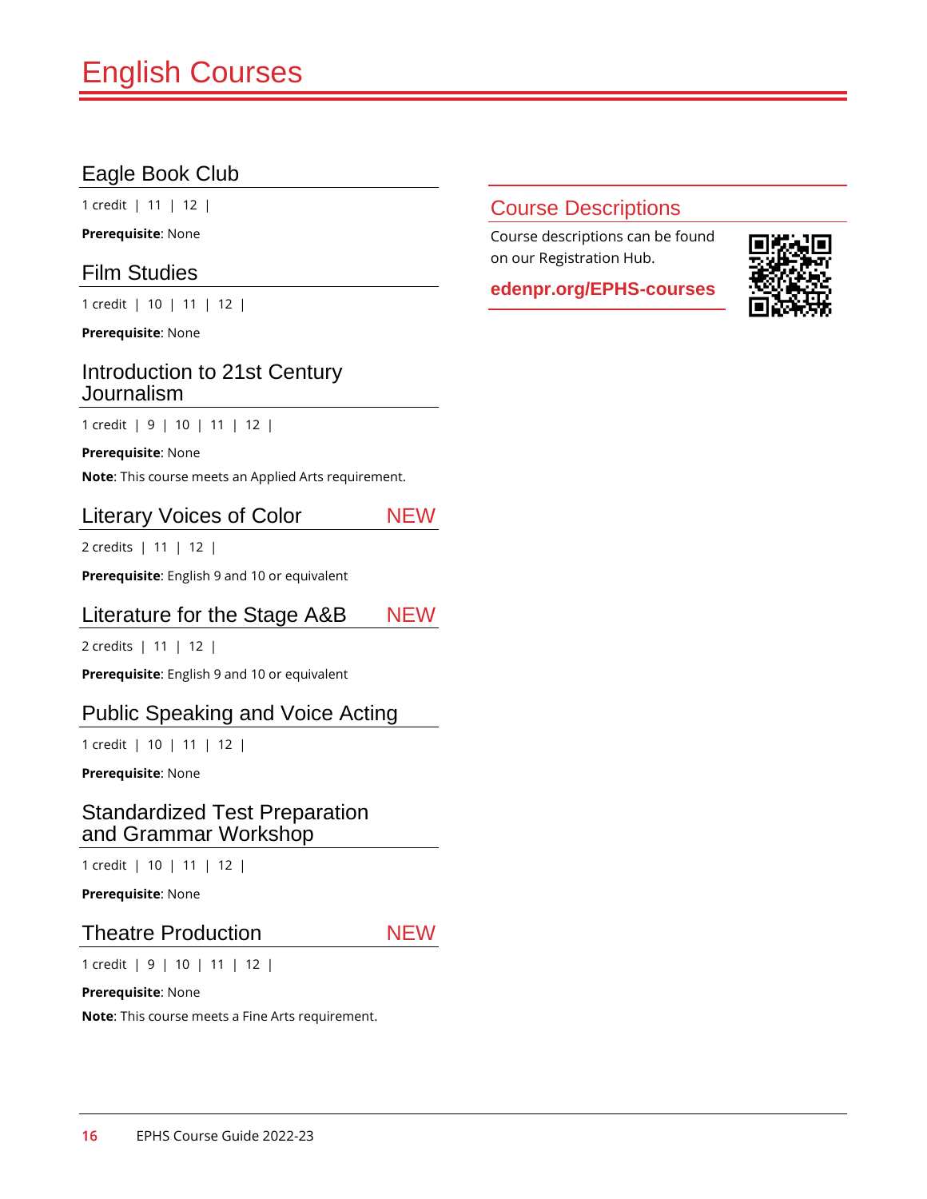# English Courses

## Eagle Book Club

1 credit | 11 | 12 |

**Prerequisite**: None

## Film Studies

1 credit | 10 | 11 | 12 |

**Prerequisite**: None

## Introduction to 21st Century Journalism

1 credit | 9 | 10 | 11 | 12 |

**Prerequisite**: None

**Note**: This course meets an Applied Arts requirement.

## Literary Voices of Color NEW

2 credits | 11 | 12 |

**Prerequisite**: English 9 and 10 or equivalent

## Literature for the Stage A&B NEW

2 credits | 11 | 12 |

**Prerequisite**: English 9 and 10 or equivalent

## Public Speaking and Voice Acting

1 credit | 10 | 11 | 12 |

**Prerequisite**: None

## Standardized Test Preparation and Grammar Workshop

1 credit | 10 | 11 | 12 |

**Prerequisite**: None

## Theatre Production NEW

1 credit | 9 | 10 | 11 | 12 |

**Prerequisite**: None

**Note**: This course meets a Fine Arts requirement.

## Course Descriptions

Course descriptions can be found on our Registration Hub.

**edenpr.org/EPHS-courses**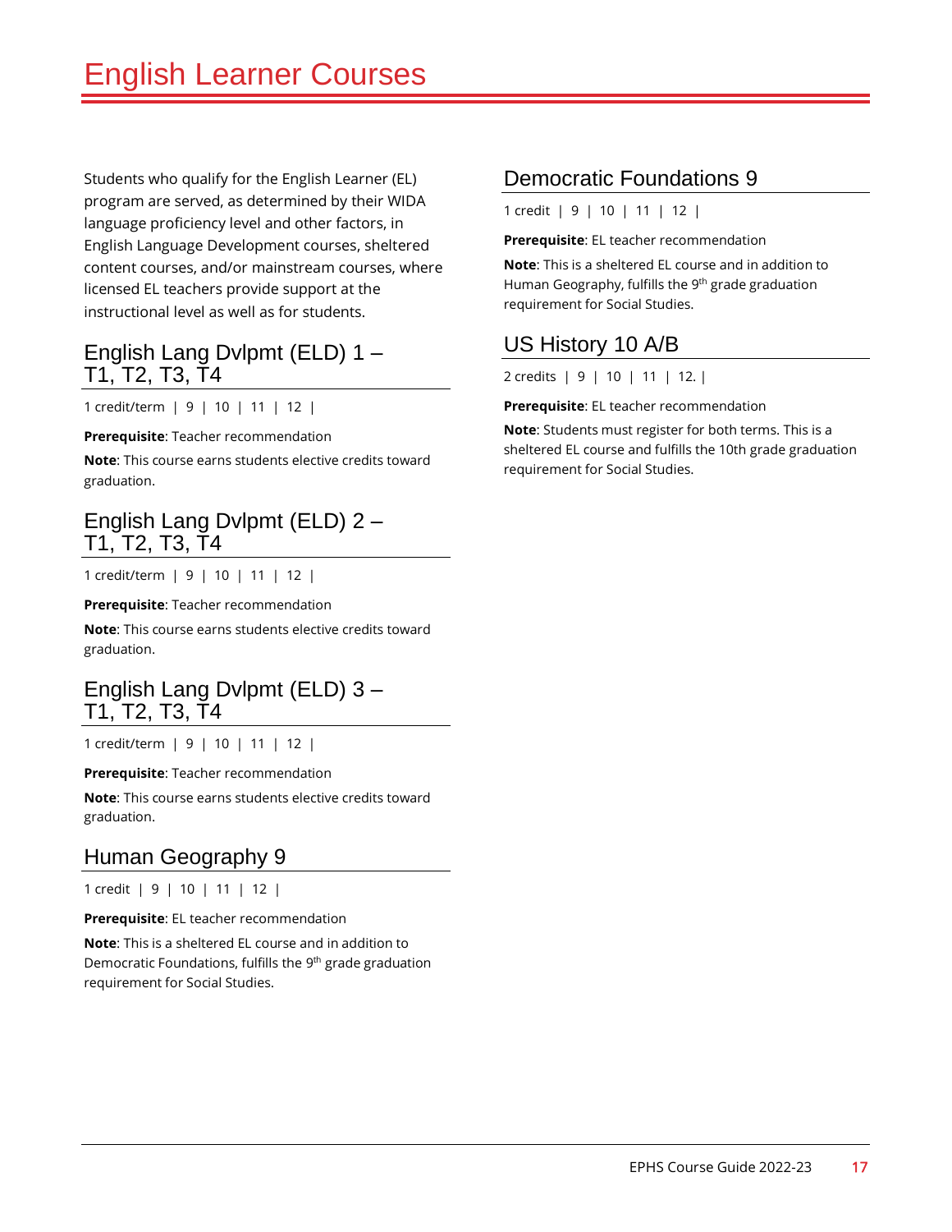# English Learner Courses

Students who qualify for the English Learner (EL) program are served, as determined by their WIDA language proficiency level and other factors, in English Language Development courses, sheltered content courses, and/or mainstream courses, where licensed EL teachers provide support at the instructional level as well as for students.

## English Lang Dvlpmt (ELD) 1 – T1, T2, T3, T4

1 credit/term | 9 | 10 | 11 | 12 |

**Prerequisite**: Teacher recommendation

**Note**: This course earns students elective credits toward graduation.

## English Lang Dvlpmt (ELD) 2 – T1, T2, T3, T4

1 credit/term | 9 | 10 | 11 | 12 |

**Prerequisite**: Teacher recommendation

**Note**: This course earns students elective credits toward graduation.

## English Lang Dvlpmt (ELD) 3 – T1, T2, T3, T4

1 credit/term | 9 | 10 | 11 | 12 |

**Prerequisite**: Teacher recommendation

**Note**: This course earns students elective credits toward graduation.

## Human Geography 9

1 credit | 9 | 10 | 11 | 12 |

**Prerequisite**: EL teacher recommendation

**Note**: This is a sheltered EL course and in addition to Democratic Foundations, fulfills the 9th grade graduation requirement for Social Studies.

## Democratic Foundations 9

1 credit | 9 | 10 | 11 | 12 |

**Prerequisite**: EL teacher recommendation

**Note**: This is a sheltered EL course and in addition to Human Geography, fulfills the 9th grade graduation requirement for Social Studies.

## US History 10 A/B

2 credits | 9 | 10 | 11 | 12. |

**Prerequisite**: EL teacher recommendation

**Note**: Students must register for both terms. This is a sheltered EL course and fulfills the 10th grade graduation requirement for Social Studies.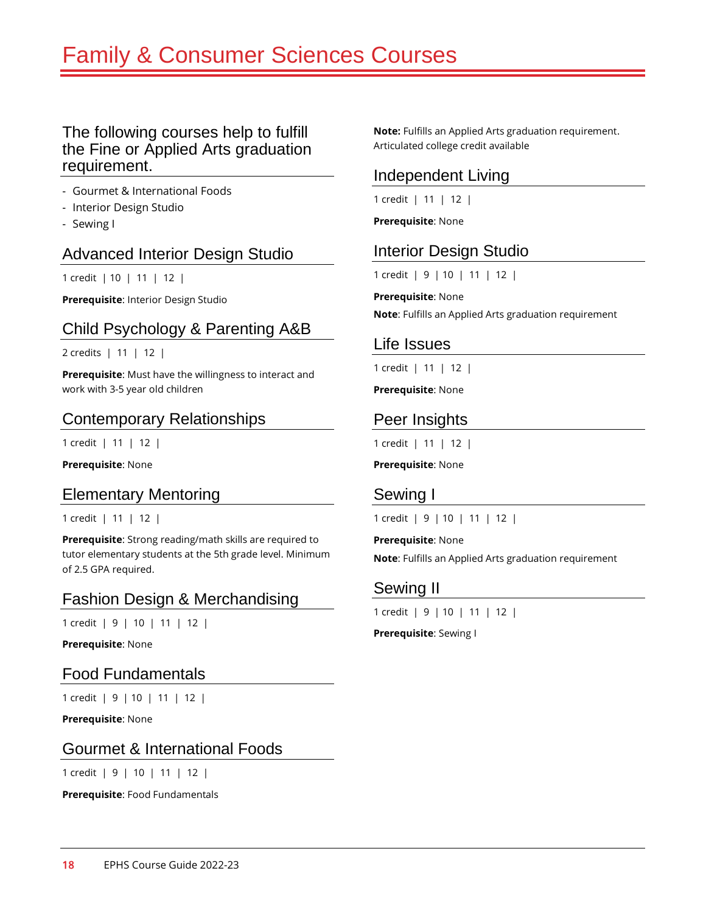# Family & Consumer Sciences Courses

## The following courses help to fulfill the Fine or Applied Arts graduation requirement.

- Gourmet & International Foods
- Interior Design Studio
- Sewing I

### Advanced Interior Design Studio

1 credit | 10 | 11 | 12 |

**Prerequisite**: Interior Design Studio

### Child Psychology & Parenting A&B

2 credits | 11 | 12 |

**Prerequisite**: Must have the willingness to interact and work with 3-5 year old children

### Contemporary Relationships

1 credit | 11 | 12 |

**Prerequisite**: None

### Elementary Mentoring

1 credit | 11 | 12 |

**Prerequisite**: Strong reading/math skills are required to tutor elementary students at the 5th grade level. Minimum of 2.5 GPA required.

### Fashion Design & Merchandising

1 credit | 9 | 10 | 11 | 12 |

**Prerequisite**: None

### Food Fundamentals

1 credit | 9 | 10 | 11 | 12 |

**Prerequisite**: None

### Gourmet & International Foods

1 credit | 9 | 10 | 11 | 12 |

**Prerequisite**: Food Fundamentals

**Note:** Fulfills an Applied Arts graduation requirement. Articulated college credit available

### Independent Living

1 credit | 11 | 12 |

**Prerequisite**: None

### Interior Design Studio

1 credit | 9 | 10 | 11 | 12 |

**Prerequisite**: None

**Note**: Fulfills an Applied Arts graduation requirement

### Life Issues

1 credit | 11 | 12 |

**Prerequisite**: None

### Peer Insights

1 credit | 11 | 12 |

**Prerequisite**: None

### Sewing I

1 credit | 9 | 10 | 11 | 12 |

**Prerequisite**: None

**Note**: Fulfills an Applied Arts graduation requirement

### Sewing II

1 credit | 9 | 10 | 11 | 12 |

**Prerequisite**: Sewing I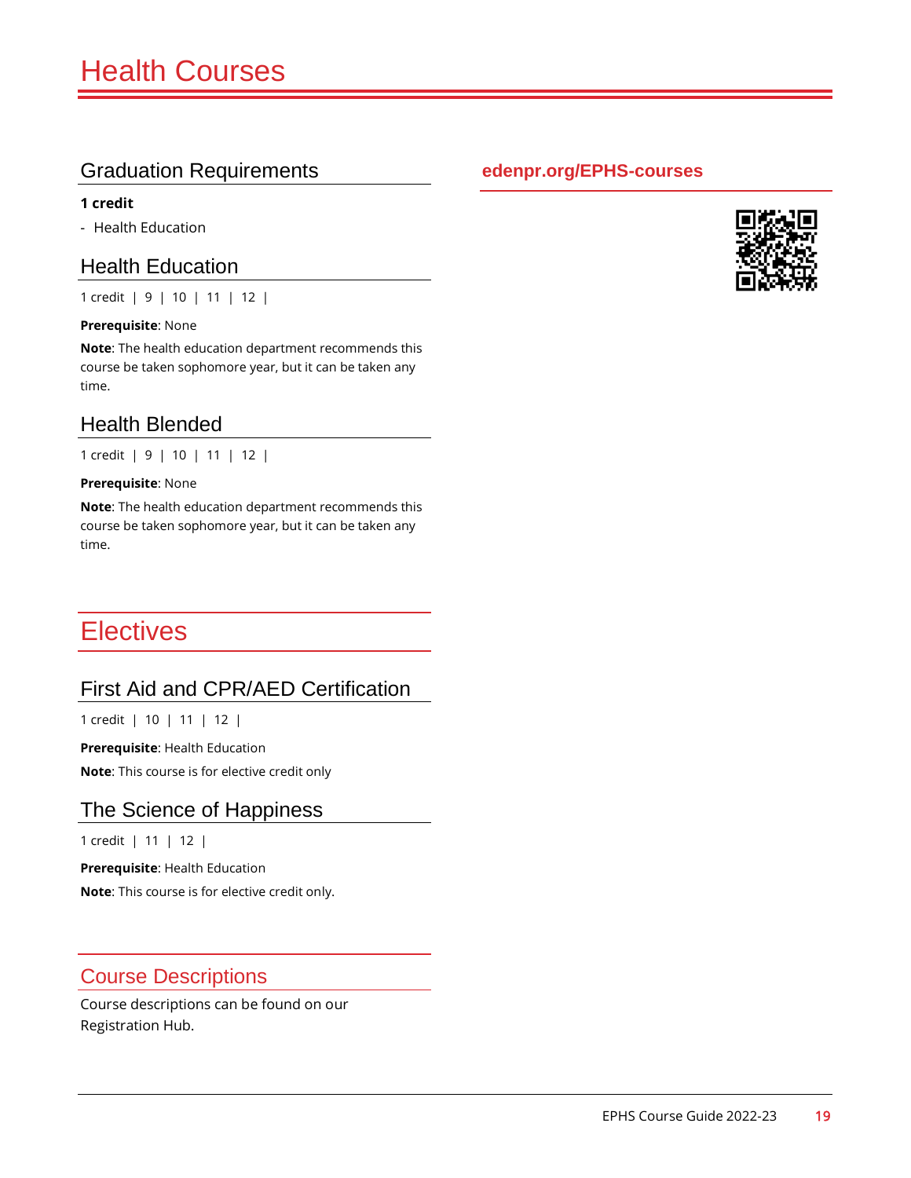# Health Courses

## Graduation Requirements

**1 credit**

- Health Education

**edenpr.org/EPHS-courses**

## Health Education

1 credit | 9 | 10 | 11 | 12 |

**Prerequisite**: None

**Note**: The health education department recommends this course be taken sophomore year, but it can be taken any time.

## Health Blended

1 credit | 9 | 10 | 11 | 12 |

**Prerequisite**: None

**Note**: The health education department recommends this course be taken sophomore year, but it can be taken any time.

# Electives

## First Aid and CPR/AED Certification

1 credit | 10 | 11 | 12 |

**Prerequisite**: Health Education

**Note**: This course is for elective credit only

## The Science of Happiness

1 credit | 11 | 12 |

**Prerequisite**: Health Education

**Note**: This course is for elective credit only.

## Course Descriptions

Course descriptions can be found on our Registration Hub.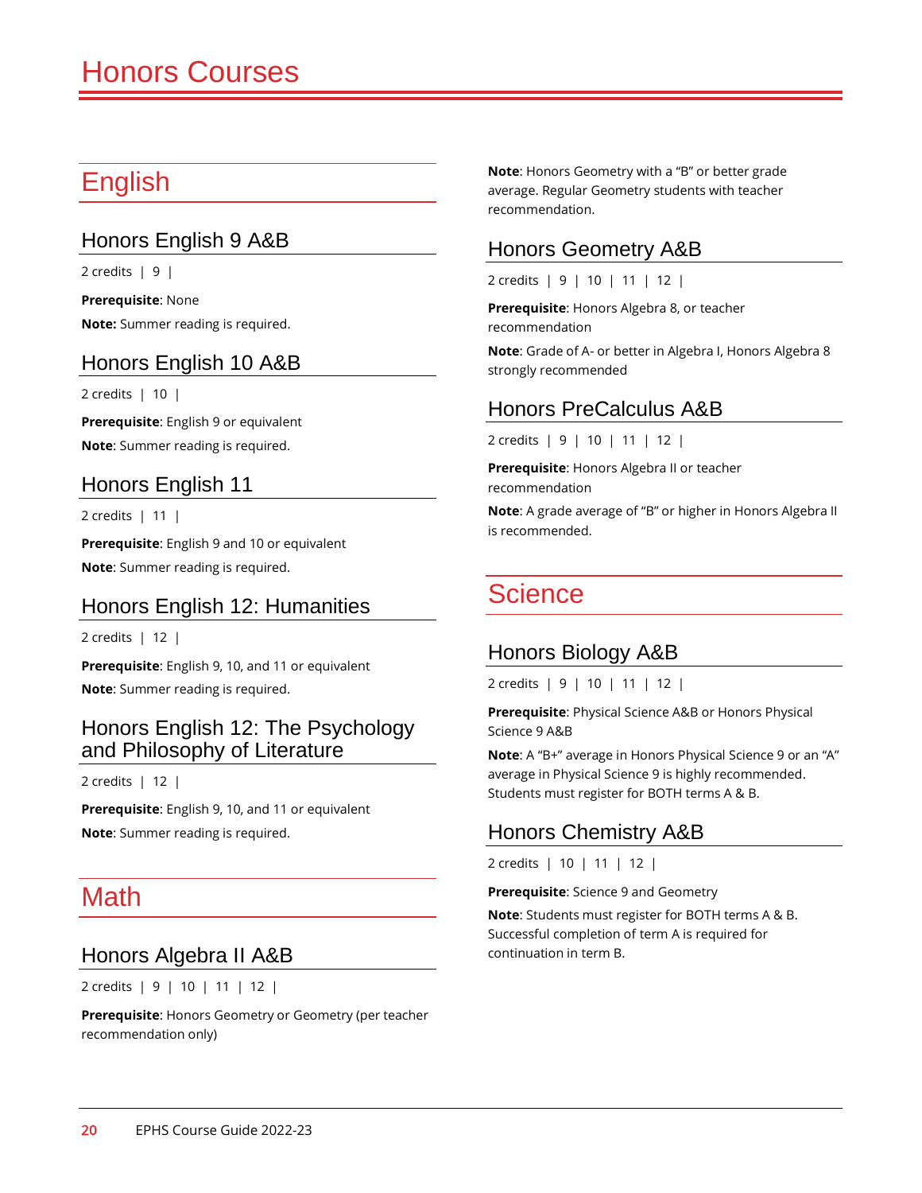# Honors Courses

## English

### Honors English 9 A&B

2 credits | 9 |

**Prerequisite**: None

**Note:** Summer reading is required.

### Honors English 10 A&B

2 credits | 10 |

**Prerequisite**: English 9 or equivalent

**Note**: Summer reading is required.

### Honors English 11

2 credits | 11 |

**Prerequisite**: English 9 and 10 or equivalent

**Note**: Summer reading is required.

### Honors English 12: Humanities

2 credits | 12 |

**Prerequisite**: English 9, 10, and 11 or equivalent

**Note**: Summer reading is required.

### Honors English 12: The Psychology and Philosophy of Literature

2 credits | 12 |

**Prerequisite**: English 9, 10, and 11 or equivalent

**Note**: Summer reading is required.

## Math

### Honors Algebra II A&B

2 credits | 9 | 10 | 11 | 12 |

**Prerequisite**: Honors Geometry or Geometry (per teacher recommendation only)

**Note**: Honors Geometry with a "B" or better grade average. Regular Geometry students with teacher recommendation.

### Honors Geometry A&B

2 credits | 9 | 10 | 11 | 12 |

**Prerequisite**: Honors Algebra 8, or teacher recommendation

**Note**: Grade of A- or better in Algebra I, Honors Algebra 8 strongly recommended

### Honors PreCalculus A&B

2 credits | 9 | 10 | 11 | 12 |

**Prerequisite**: Honors Algebra II or teacher recommendation

**Note**: A grade average of "B" or higher in Honors Algebra II is recommended.

## Science

### Honors Biology A&B

2 credits | 9 | 10 | 11 | 12 |

**Prerequisite**: Physical Science A&B or Honors Physical Science 9 A&B

**Note**: A "B+" average in Honors Physical Science 9 or an "A" average in Physical Science 9 is highly recommended. Students must register for BOTH terms A & B.

### Honors Chemistry A&B

2 credits | 10 | 11 | 12 |

**Prerequisite**: Science 9 and Geometry

**Note**: Students must register for BOTH terms A & B. Successful completion of term A is required for continuation in term B.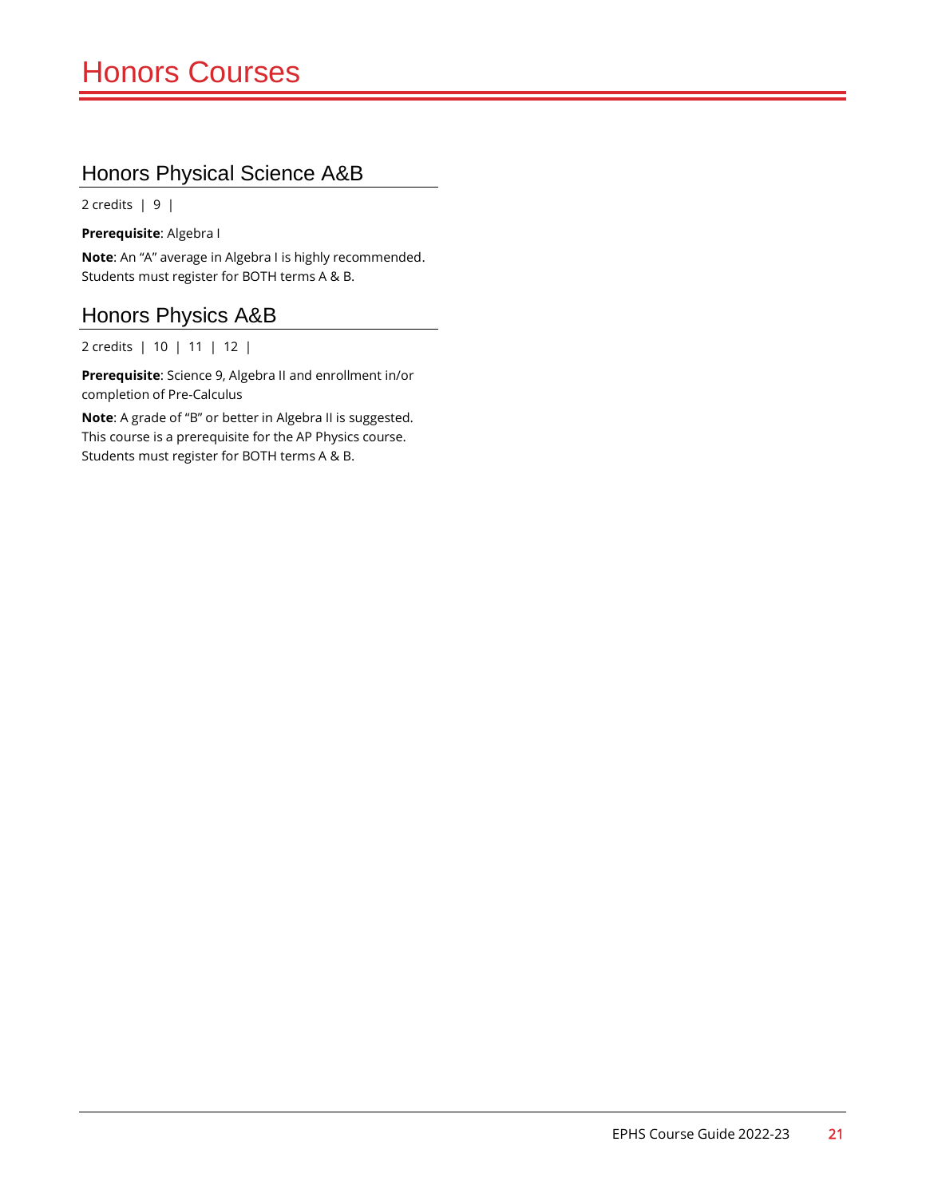# Honors Courses

## Honors Physical Science A&B

2 credits | 9 |

**Prerequisite**: Algebra I

**Note**: An "A" average in Algebra I is highly recommended. Students must register for BOTH terms A & B.

## Honors Physics A&B

2 credits | 10 | 11 | 12 |

**Prerequisite**: Science 9, Algebra II and enrollment in/or completion of Pre-Calculus

**Note**: A grade of "B" or better in Algebra II is suggested. This course is a prerequisite for the AP Physics course. Students must register for BOTH terms A & B.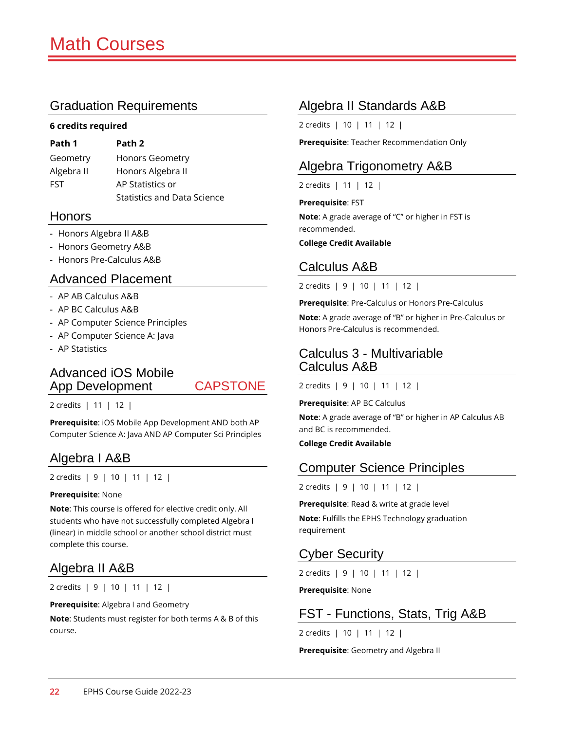# Math Courses

## Graduation Requirements

**6 credits required**

| **Path 1** | **Path 2** |
|---|---|
| Geometry | Honors Geometry |
| Algebra II | Honors Algebra II |
| FST | AP Statistics or Statistics and Data Science |

## Honors

- Honors Algebra II A&B
- Honors Geometry A&B
- Honors Pre-Calculus A&B

## Advanced Placement

- AP AB Calculus A&B
- AP BC Calculus A&B
- AP Computer Science Principles
- AP Computer Science A: Java
- AP Statistics

## Advanced iOS Mobile App Development — CAPSTONE

2 credits | 11 | 12 |

**Prerequisite**: iOS Mobile App Development AND both AP Computer Science A: Java AND AP Computer Sci Principles

## Algebra I A&B

2 credits | 9 | 10 | 11 | 12 |

**Prerequisite**: None

**Note**: This course is offered for elective credit only. All students who have not successfully completed Algebra I (linear) in middle school or another school district must complete this course.

## Algebra II A&B

2 credits | 9 | 10 | 11 | 12 |

**Prerequisite**: Algebra I and Geometry

**Note**: Students must register for both terms A & B of this course.

## Algebra II Standards A&B

2 credits | 10 | 11 | 12 |

**Prerequisite**: Teacher Recommendation Only

## Algebra Trigonometry A&B

2 credits | 11 | 12 |

**Prerequisite**: FST

**Note**: A grade average of "C" or higher in FST is recommended.

**College Credit Available**

## Calculus A&B

2 credits | 9 | 10 | 11 | 12 |

**Prerequisite**: Pre-Calculus or Honors Pre-Calculus

**Note**: A grade average of "B" or higher in Pre-Calculus or Honors Pre-Calculus is recommended.

## Calculus 3 - Multivariable Calculus A&B

2 credits | 9 | 10 | 11 | 12 |

**Prerequisite**: AP BC Calculus

**Note**: A grade average of "B" or higher in AP Calculus AB and BC is recommended.

**College Credit Available**

## Computer Science Principles

2 credits | 9 | 10 | 11 | 12 |

**Prerequisite**: Read & write at grade level

**Note**: Fulfills the EPHS Technology graduation requirement

## Cyber Security

2 credits | 9 | 10 | 11 | 12 |

**Prerequisite**: None

## FST - Functions, Stats, Trig A&B

2 credits | 10 | 11 | 12 |

**Prerequisite**: Geometry and Algebra II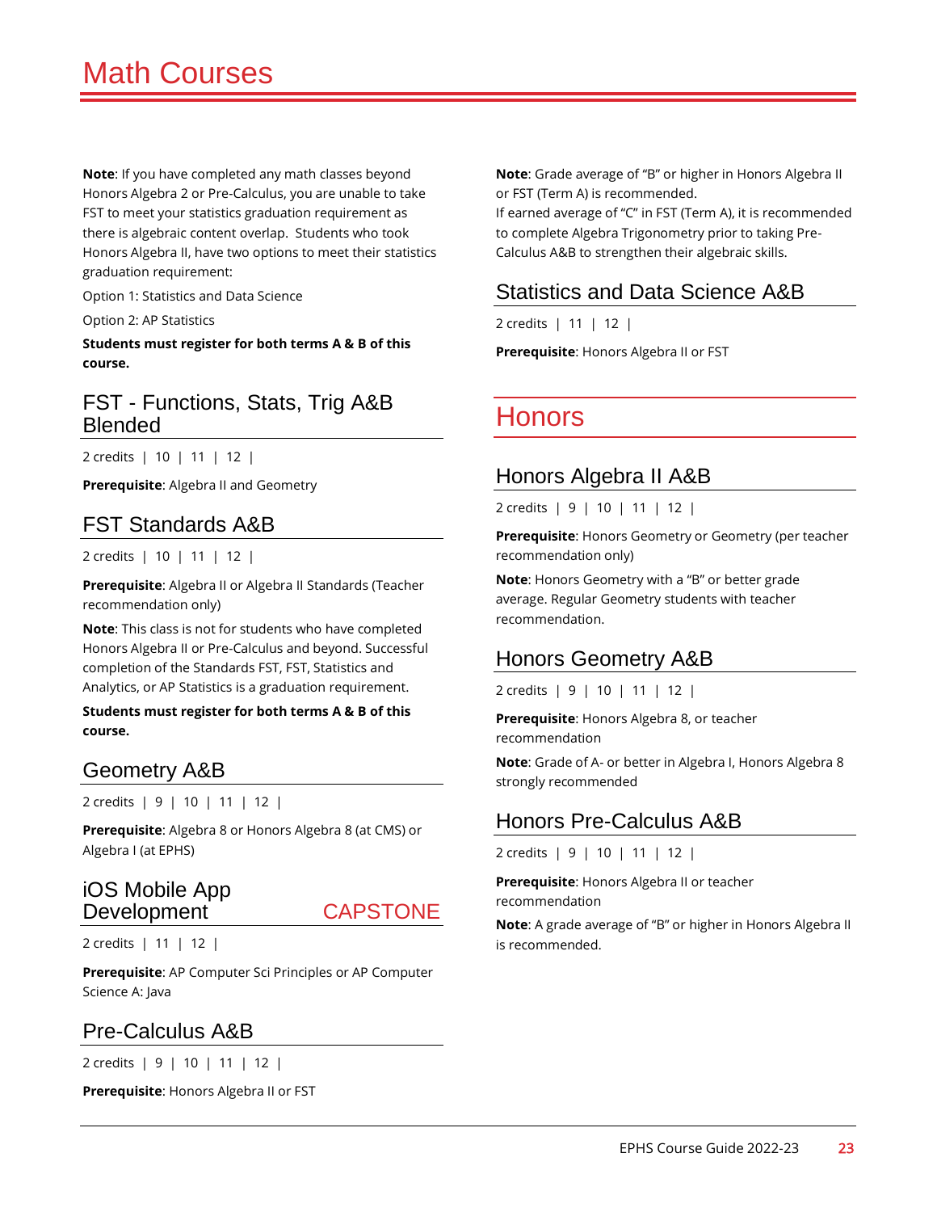# Math Courses

**Note**: If you have completed any math classes beyond Honors Algebra 2 or Pre-Calculus, you are unable to take FST to meet your statistics graduation requirement as there is algebraic content overlap. Students who took Honors Algebra II, have two options to meet their statistics graduation requirement:

Option 1: Statistics and Data Science

Option 2: AP Statistics

**Students must register for both terms A & B of this course.**

## FST - Functions, Stats, Trig A&B Blended

2 credits | 10 | 11 | 12 |

**Prerequisite**: Algebra II and Geometry

## FST Standards A&B

2 credits | 10 | 11 | 12 |

**Prerequisite**: Algebra II or Algebra II Standards (Teacher recommendation only)

**Note**: This class is not for students who have completed Honors Algebra II or Pre-Calculus and beyond. Successful completion of the Standards FST, FST, Statistics and Analytics, or AP Statistics is a graduation requirement.

**Students must register for both terms A & B of this course.**

## Geometry A&B

2 credits | 9 | 10 | 11 | 12 |

**Prerequisite**: Algebra 8 or Honors Algebra 8 (at CMS) or Algebra I (at EPHS)

## iOS Mobile App Development CAPSTONE

2 credits | 11 | 12 |

**Prerequisite**: AP Computer Sci Principles or AP Computer Science A: Java

## Pre-Calculus A&B

2 credits | 9 | 10 | 11 | 12 |

**Prerequisite**: Honors Algebra II or FST

**Note**: Grade average of "B" or higher in Honors Algebra II or FST (Term A) is recommended.
If earned average of "C" in FST (Term A), it is recommended to complete Algebra Trigonometry prior to taking Pre-Calculus A&B to strengthen their algebraic skills.

## Statistics and Data Science A&B

2 credits | 11 | 12 |

**Prerequisite**: Honors Algebra II or FST

# Honors

## Honors Algebra II A&B

2 credits | 9 | 10 | 11 | 12 |

**Prerequisite**: Honors Geometry or Geometry (per teacher recommendation only)

**Note**: Honors Geometry with a "B" or better grade average. Regular Geometry students with teacher recommendation.

## Honors Geometry A&B

2 credits | 9 | 10 | 11 | 12 |

**Prerequisite**: Honors Algebra 8, or teacher recommendation

**Note**: Grade of A- or better in Algebra I, Honors Algebra 8 strongly recommended

## Honors Pre-Calculus A&B

2 credits | 9 | 10 | 11 | 12 |

**Prerequisite**: Honors Algebra II or teacher recommendation

**Note**: A grade average of "B" or higher in Honors Algebra II is recommended.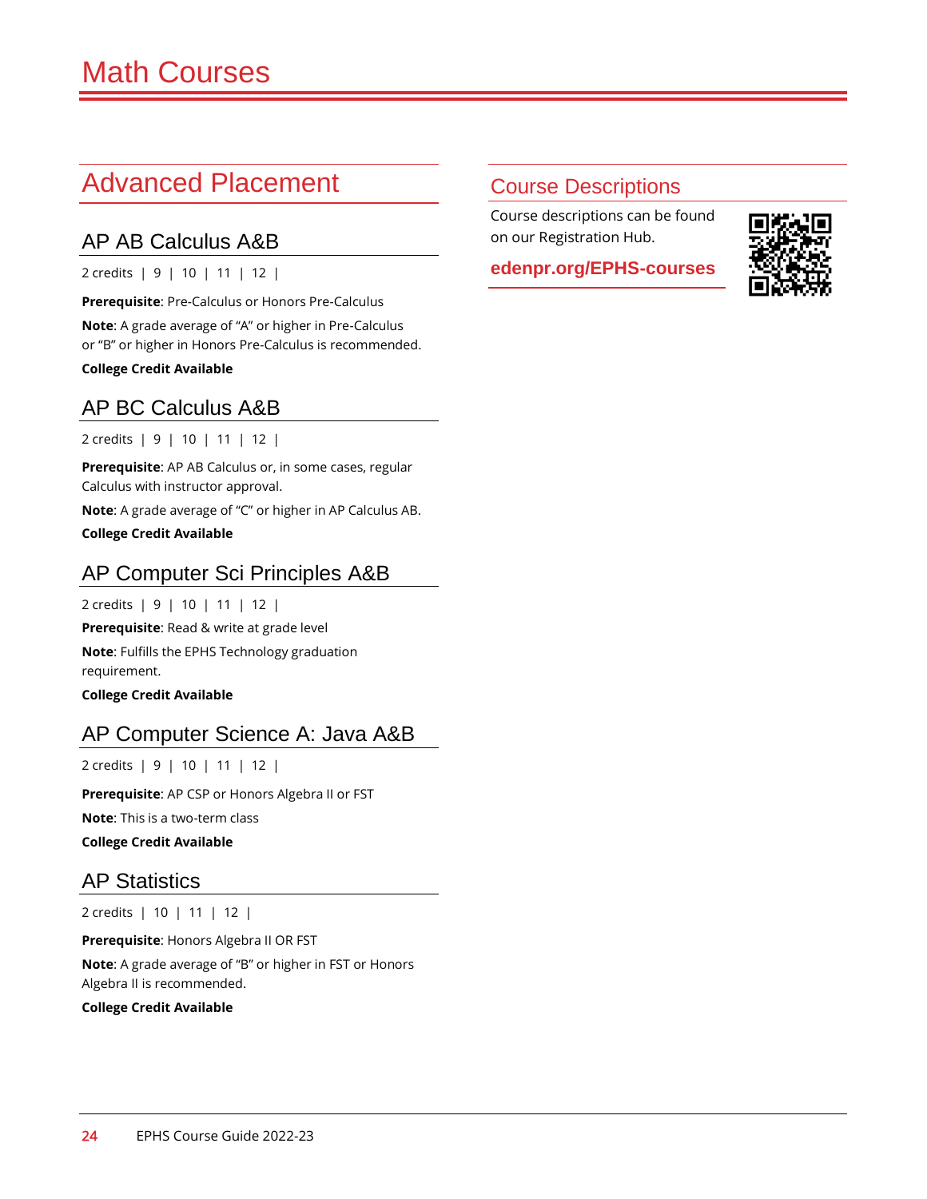# Math Courses

## Advanced Placement

### AP AB Calculus A&B

2 credits | 9 | 10 | 11 | 12 |

**Prerequisite**: Pre-Calculus or Honors Pre-Calculus

**Note**: A grade average of "A" or higher in Pre-Calculus or "B" or higher in Honors Pre-Calculus is recommended.

**College Credit Available**

### AP BC Calculus A&B

2 credits | 9 | 10 | 11 | 12 |

**Prerequisite**: AP AB Calculus or, in some cases, regular Calculus with instructor approval.

**Note**: A grade average of "C" or higher in AP Calculus AB.

**College Credit Available**

### AP Computer Sci Principles A&B

2 credits | 9 | 10 | 11 | 12 |

**Prerequisite**: Read & write at grade level

**Note**: Fulfills the EPHS Technology graduation requirement.

**College Credit Available**

### AP Computer Science A: Java A&B

2 credits | 9 | 10 | 11 | 12 |

**Prerequisite**: AP CSP or Honors Algebra II or FST

**Note**: This is a two-term class

**College Credit Available**

### AP Statistics

2 credits | 10 | 11 | 12 |

**Prerequisite**: Honors Algebra II OR FST

**Note**: A grade average of "B" or higher in FST or Honors Algebra II is recommended.

**College Credit Available**

## Course Descriptions

Course descriptions can be found on our Registration Hub.

**edenpr.org/EPHS-courses**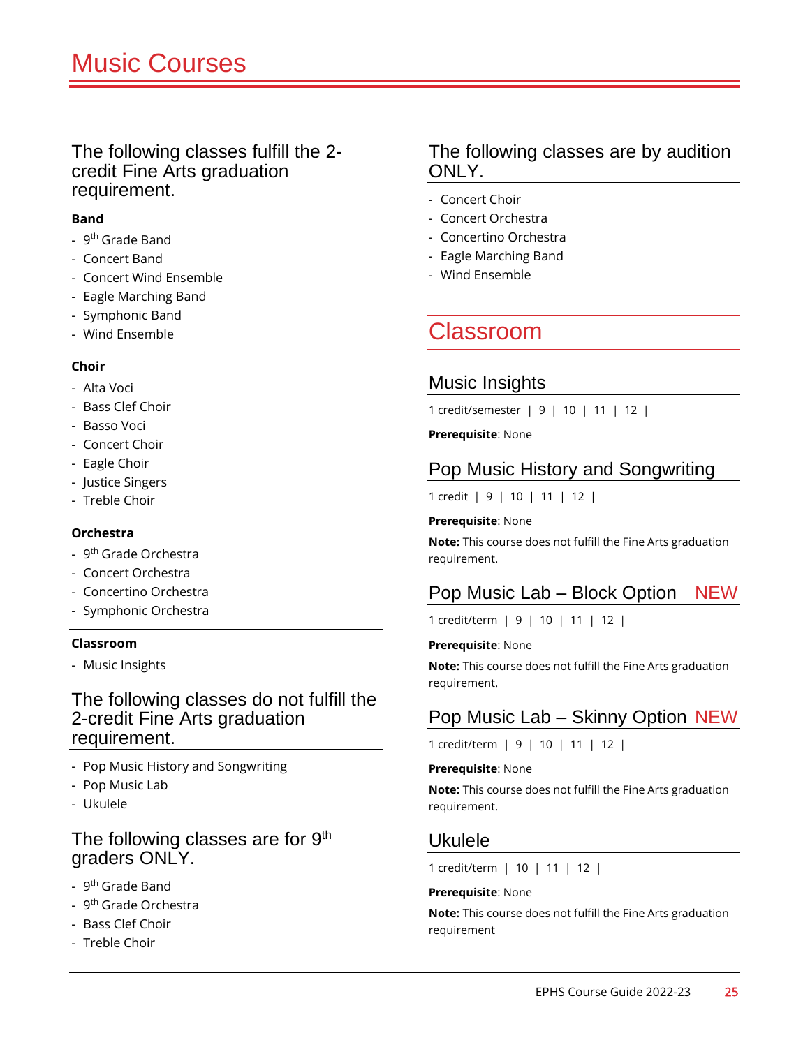# Music Courses

## The following classes fulfill the 2-credit Fine Arts graduation requirement.

**Band**

- 9th Grade Band
- Concert Band
- Concert Wind Ensemble
- Eagle Marching Band
- Symphonic Band
- Wind Ensemble

**Choir**

- Alta Voci
- Bass Clef Choir
- Basso Voci
- Concert Choir
- Eagle Choir
- Justice Singers
- Treble Choir

**Orchestra**

- 9th Grade Orchestra
- Concert Orchestra
- Concertino Orchestra
- Symphonic Orchestra

**Classroom**

- Music Insights

## The following classes do not fulfill the 2-credit Fine Arts graduation requirement.

- Pop Music History and Songwriting
- Pop Music Lab
- Ukulele

## The following classes are for 9th graders ONLY.

- 9th Grade Band
- 9th Grade Orchestra
- Bass Clef Choir
- Treble Choir

## The following classes are by audition ONLY.

- Concert Choir
- Concert Orchestra
- Concertino Orchestra
- Eagle Marching Band
- Wind Ensemble

# Classroom

## Music Insights

1 credit/semester | 9 | 10 | 11 | 12 |

**Prerequisite**: None

## Pop Music History and Songwriting

1 credit | 9 | 10 | 11 | 12 |

**Prerequisite**: None

**Note:** This course does not fulfill the Fine Arts graduation requirement.

## Pop Music Lab – Block Option NEW

1 credit/term | 9 | 10 | 11 | 12 |

**Prerequisite**: None

**Note:** This course does not fulfill the Fine Arts graduation requirement.

## Pop Music Lab – Skinny Option NEW

1 credit/term | 9 | 10 | 11 | 12 |

**Prerequisite**: None

**Note:** This course does not fulfill the Fine Arts graduation requirement.

## Ukulele

1 credit/term | 10 | 11 | 12 |

**Prerequisite**: None

**Note:** This course does not fulfill the Fine Arts graduation requirement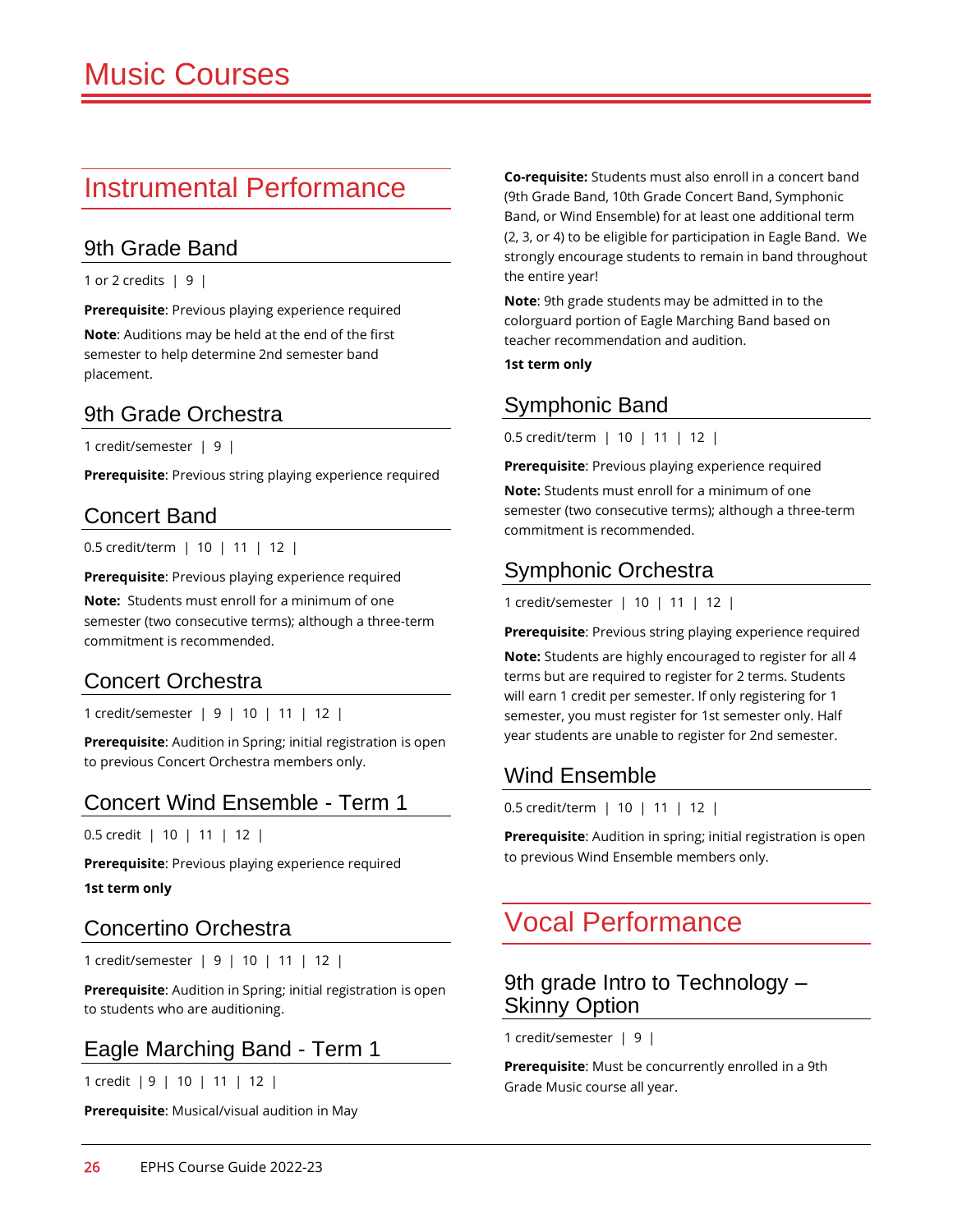# Music Courses

## Instrumental Performance

### 9th Grade Band

1 or 2 credits | 9 |

**Prerequisite**: Previous playing experience required

**Note**: Auditions may be held at the end of the first semester to help determine 2nd semester band placement.

### 9th Grade Orchestra

1 credit/semester | 9 |

**Prerequisite**: Previous string playing experience required

### Concert Band

0.5 credit/term | 10 | 11 | 12 |

**Prerequisite**: Previous playing experience required

**Note:** Students must enroll for a minimum of one semester (two consecutive terms); although a three-term commitment is recommended.

### Concert Orchestra

1 credit/semester | 9 | 10 | 11 | 12 |

**Prerequisite**: Audition in Spring; initial registration is open to previous Concert Orchestra members only.

### Concert Wind Ensemble - Term 1

0.5 credit | 10 | 11 | 12 |

**Prerequisite**: Previous playing experience required

**1st term only**

### Concertino Orchestra

1 credit/semester | 9 | 10 | 11 | 12 |

**Prerequisite**: Audition in Spring; initial registration is open to students who are auditioning.

### Eagle Marching Band - Term 1

1 credit | 9 | 10 | 11 | 12 |

**Prerequisite**: Musical/visual audition in May

**Co-requisite:** Students must also enroll in a concert band (9th Grade Band, 10th Grade Concert Band, Symphonic Band, or Wind Ensemble) for at least one additional term (2, 3, or 4) to be eligible for participation in Eagle Band. We strongly encourage students to remain in band throughout the entire year!

**Note**: 9th grade students may be admitted in to the colorguard portion of Eagle Marching Band based on teacher recommendation and audition.

**1st term only**

### Symphonic Band

0.5 credit/term | 10 | 11 | 12 |

**Prerequisite**: Previous playing experience required

**Note:** Students must enroll for a minimum of one semester (two consecutive terms); although a three-term commitment is recommended.

### Symphonic Orchestra

1 credit/semester | 10 | 11 | 12 |

**Prerequisite**: Previous string playing experience required

**Note:** Students are highly encouraged to register for all 4 terms but are required to register for 2 terms. Students will earn 1 credit per semester. If only registering for 1 semester, you must register for 1st semester only. Half year students are unable to register for 2nd semester.

### Wind Ensemble

0.5 credit/term | 10 | 11 | 12 |

**Prerequisite**: Audition in spring; initial registration is open to previous Wind Ensemble members only.

## Vocal Performance

### 9th grade Intro to Technology – Skinny Option

1 credit/semester | 9 |

**Prerequisite**: Must be concurrently enrolled in a 9th Grade Music course all year.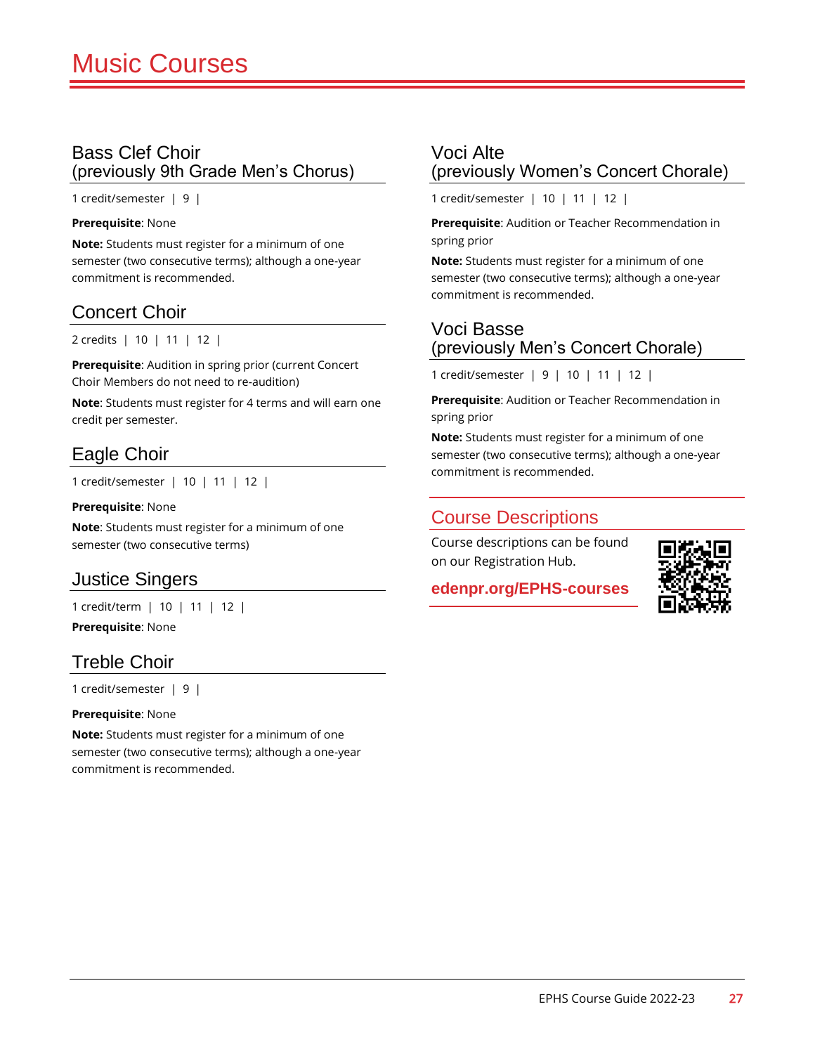# Music Courses

## Bass Clef Choir (previously 9th Grade Men's Chorus)

1 credit/semester | 9 |

**Prerequisite**: None

**Note:** Students must register for a minimum of one semester (two consecutive terms); although a one-year commitment is recommended.

## Concert Choir

2 credits | 10 | 11 | 12 |

**Prerequisite**: Audition in spring prior (current Concert Choir Members do not need to re-audition)

**Note**: Students must register for 4 terms and will earn one credit per semester.

## Eagle Choir

1 credit/semester | 10 | 11 | 12 |

**Prerequisite**: None

**Note**: Students must register for a minimum of one semester (two consecutive terms)

## Justice Singers

1 credit/term | 10 | 11 | 12 |

**Prerequisite**: None

## Treble Choir

1 credit/semester | 9 |

**Prerequisite**: None

**Note:** Students must register for a minimum of one semester (two consecutive terms); although a one-year commitment is recommended.

## Voci Alte (previously Women's Concert Chorale)

1 credit/semester | 10 | 11 | 12 |

**Prerequisite**: Audition or Teacher Recommendation in spring prior

**Note:** Students must register for a minimum of one semester (two consecutive terms); although a one-year commitment is recommended.

## Voci Basse (previously Men's Concert Chorale)

1 credit/semester | 9 | 10 | 11 | 12 |

**Prerequisite**: Audition or Teacher Recommendation in spring prior

**Note:** Students must register for a minimum of one semester (two consecutive terms); although a one-year commitment is recommended.

## Course Descriptions

Course descriptions can be found on our Registration Hub.

**edenpr.org/EPHS-courses**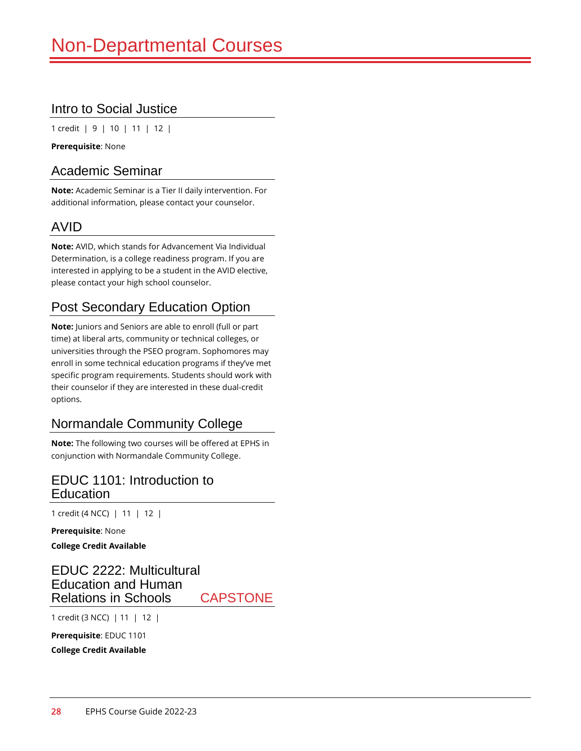# Non-Departmental Courses

## Intro to Social Justice

1 credit | 9 | 10 | 11 | 12 |

**Prerequisite**: None

## Academic Seminar

**Note:** Academic Seminar is a Tier II daily intervention. For additional information, please contact your counselor.

## AVID

**Note:** AVID, which stands for Advancement Via Individual Determination, is a college readiness program. If you are interested in applying to be a student in the AVID elective, please contact your high school counselor.

## Post Secondary Education Option

**Note:** Juniors and Seniors are able to enroll (full or part time) at liberal arts, community or technical colleges, or universities through the PSEO program. Sophomores may enroll in some technical education programs if they've met specific program requirements. Students should work with their counselor if they are interested in these dual-credit options.

## Normandale Community College

**Note:** The following two courses will be offered at EPHS in conjunction with Normandale Community College.

## EDUC 1101: Introduction to Education

1 credit (4 NCC) | 11 | 12 |

**Prerequisite**: None

**College Credit Available**

## EDUC 2222: Multicultural Education and Human Relations in Schools CAPSTONE

1 credit (3 NCC) | 11 | 12 |

**Prerequisite**: EDUC 1101

**College Credit Available**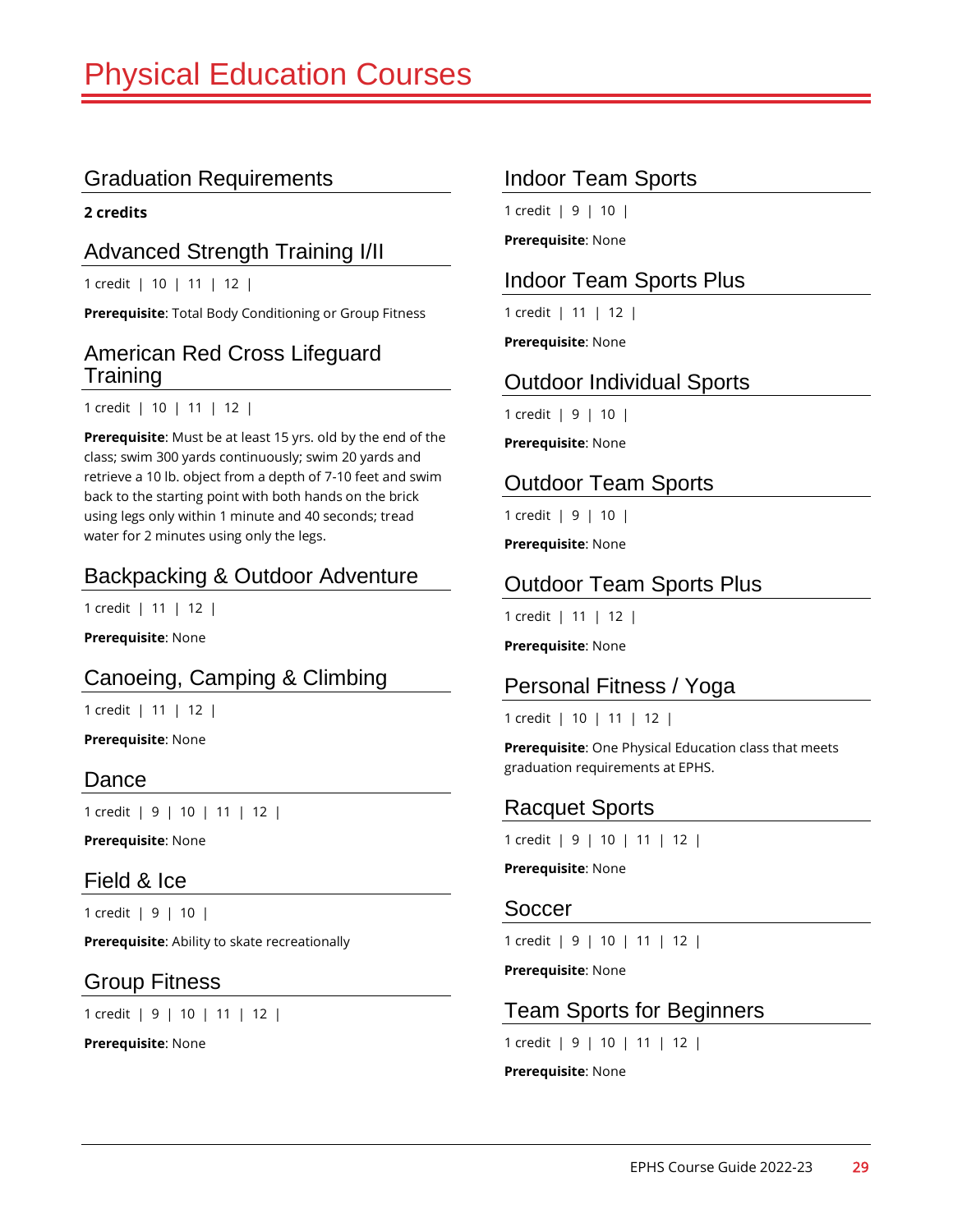# Physical Education Courses

## Graduation Requirements

**2 credits**

## Advanced Strength Training I/II

1 credit | 10 | 11 | 12 |

**Prerequisite**: Total Body Conditioning or Group Fitness

## American Red Cross Lifeguard Training

1 credit | 10 | 11 | 12 |

**Prerequisite**: Must be at least 15 yrs. old by the end of the class; swim 300 yards continuously; swim 20 yards and retrieve a 10 lb. object from a depth of 7-10 feet and swim back to the starting point with both hands on the brick using legs only within 1 minute and 40 seconds; tread water for 2 minutes using only the legs.

## Backpacking & Outdoor Adventure

1 credit | 11 | 12 |

**Prerequisite**: None

## Canoeing, Camping & Climbing

1 credit | 11 | 12 |

**Prerequisite**: None

## Dance

1 credit | 9 | 10 | 11 | 12 |

**Prerequisite**: None

## Field & Ice

1 credit | 9 | 10 |

**Prerequisite**: Ability to skate recreationally

## Group Fitness

1 credit | 9 | 10 | 11 | 12 |

**Prerequisite**: None

## Indoor Team Sports

1 credit | 9 | 10 |

**Prerequisite**: None

## Indoor Team Sports Plus

1 credit | 11 | 12 |

**Prerequisite**: None

## Outdoor Individual Sports

1 credit | 9 | 10 |

**Prerequisite**: None

## Outdoor Team Sports

1 credit | 9 | 10 |

**Prerequisite**: None

## Outdoor Team Sports Plus

1 credit | 11 | 12 |

**Prerequisite**: None

## Personal Fitness / Yoga

1 credit | 10 | 11 | 12 |

**Prerequisite**: One Physical Education class that meets graduation requirements at EPHS.

## Racquet Sports

1 credit | 9 | 10 | 11 | 12 |

**Prerequisite**: None

## Soccer

1 credit | 9 | 10 | 11 | 12 |

**Prerequisite**: None

## Team Sports for Beginners

1 credit | 9 | 10 | 11 | 12 |

**Prerequisite**: None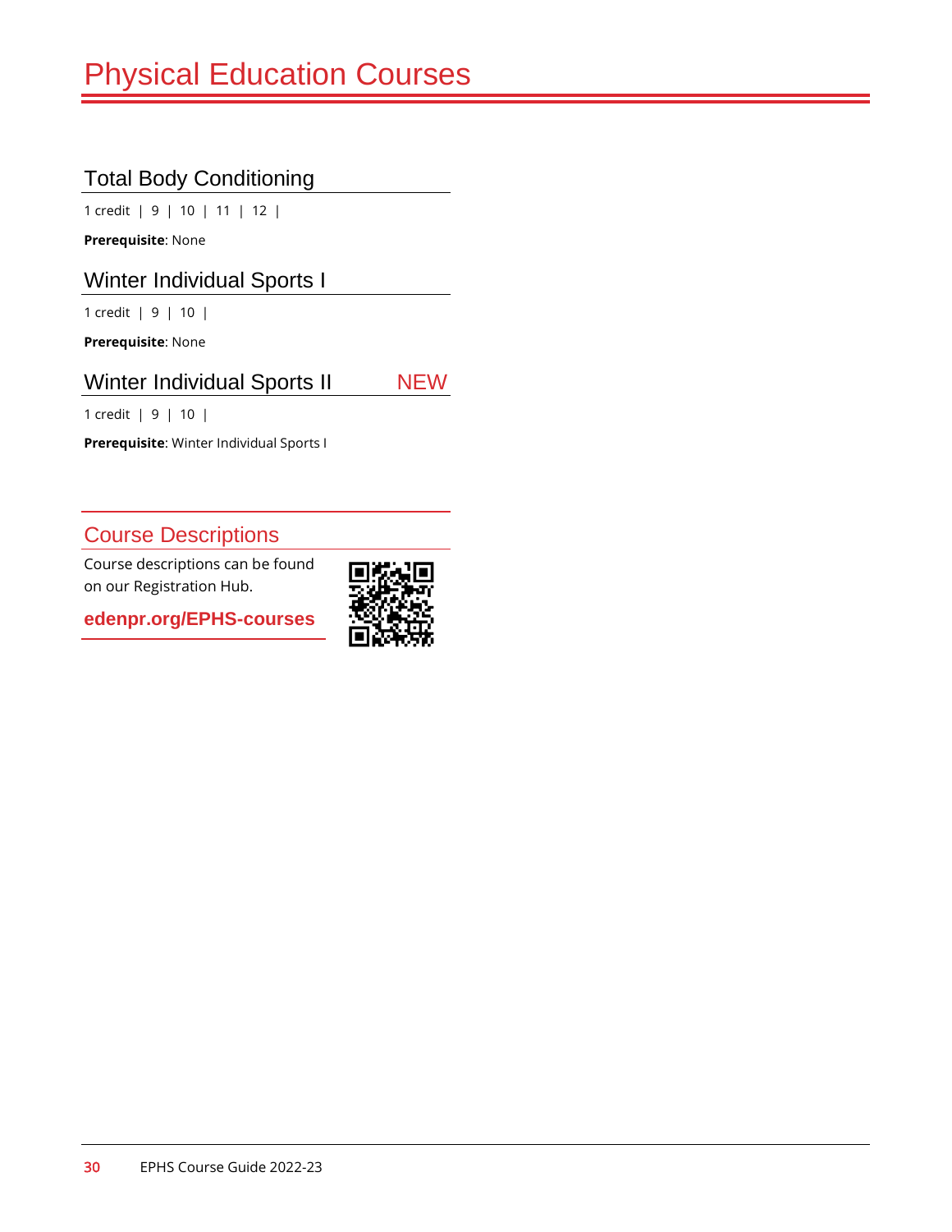# Physical Education Courses

## Total Body Conditioning

1 credit | 9 | 10 | 11 | 12 |

**Prerequisite**: None

## Winter Individual Sports I

1 credit | 9 | 10 |

**Prerequisite**: None

## Winter Individual Sports II NEW

1 credit | 9 | 10 |

**Prerequisite**: Winter Individual Sports I

## Course Descriptions

Course descriptions can be found on our Registration Hub.

**edenpr.org/EPHS-courses**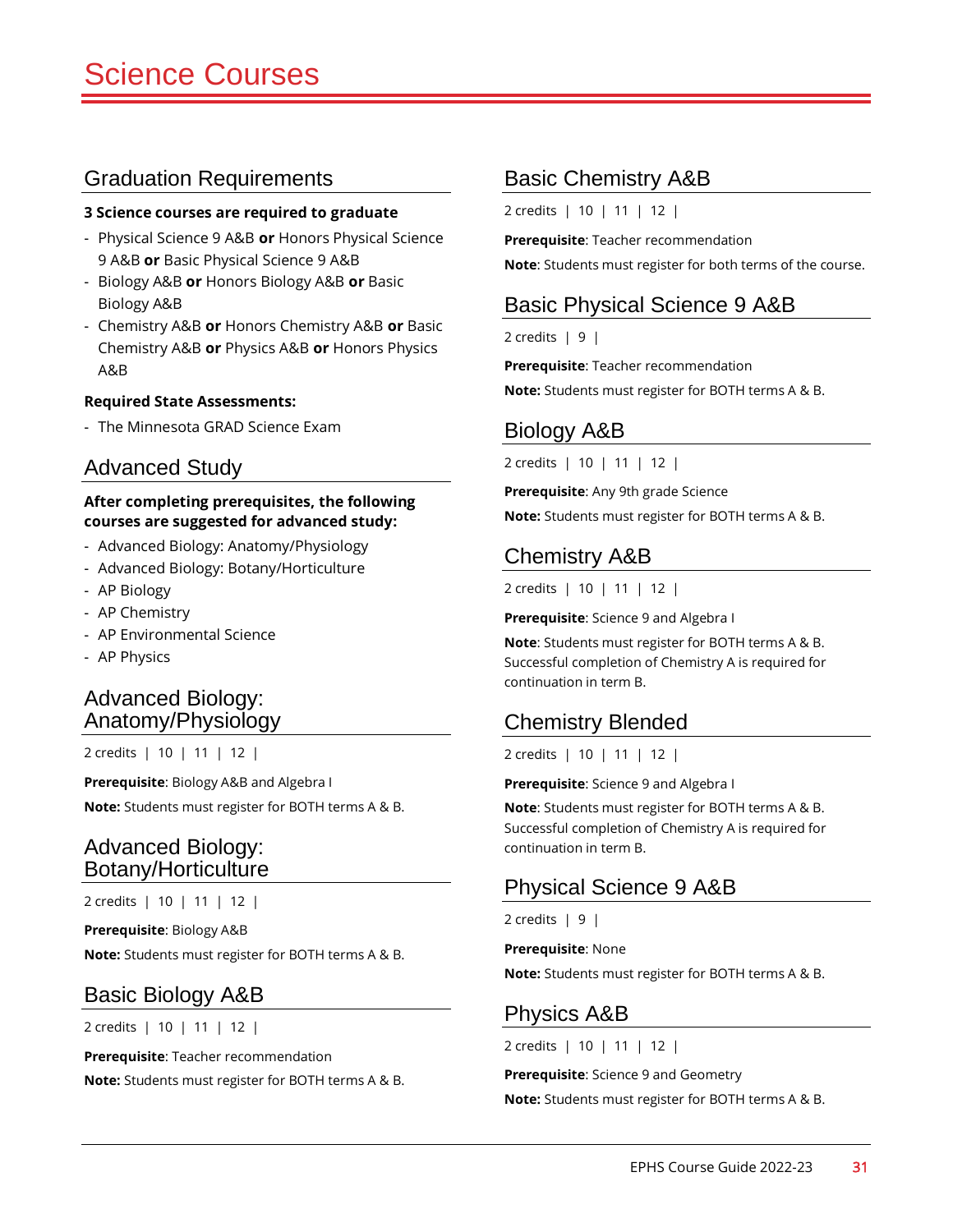# Science Courses

## Graduation Requirements

**3 Science courses are required to graduate**

- Physical Science 9 A&B **or** Honors Physical Science 9 A&B **or** Basic Physical Science 9 A&B
- Biology A&B **or** Honors Biology A&B **or** Basic Biology A&B
- Chemistry A&B **or** Honors Chemistry A&B **or** Basic Chemistry A&B **or** Physics A&B **or** Honors Physics A&B

**Required State Assessments:**

- The Minnesota GRAD Science Exam

## Advanced Study

**After completing prerequisites, the following courses are suggested for advanced study:**

- Advanced Biology: Anatomy/Physiology
- Advanced Biology: Botany/Horticulture
- AP Biology
- AP Chemistry
- AP Environmental Science
- AP Physics

## Advanced Biology: Anatomy/Physiology

2 credits | 10 | 11 | 12 |

**Prerequisite**: Biology A&B and Algebra I

**Note:** Students must register for BOTH terms A & B.

## Advanced Biology: Botany/Horticulture

2 credits | 10 | 11 | 12 |

**Prerequisite**: Biology A&B

**Note:** Students must register for BOTH terms A & B.

## Basic Biology A&B

2 credits | 10 | 11 | 12 |

**Prerequisite**: Teacher recommendation

**Note:** Students must register for BOTH terms A & B.

## Basic Chemistry A&B

2 credits | 10 | 11 | 12 |

**Prerequisite**: Teacher recommendation

**Note**: Students must register for both terms of the course.

## Basic Physical Science 9 A&B

2 credits | 9 |

**Prerequisite**: Teacher recommendation

**Note:** Students must register for BOTH terms A & B.

## Biology A&B

2 credits | 10 | 11 | 12 |

**Prerequisite**: Any 9th grade Science

**Note:** Students must register for BOTH terms A & B.

## Chemistry A&B

2 credits | 10 | 11 | 12 |

**Prerequisite**: Science 9 and Algebra I

**Note**: Students must register for BOTH terms A & B. Successful completion of Chemistry A is required for continuation in term B.

## Chemistry Blended

2 credits | 10 | 11 | 12 |

**Prerequisite**: Science 9 and Algebra I

**Note**: Students must register for BOTH terms A & B. Successful completion of Chemistry A is required for continuation in term B.

## Physical Science 9 A&B

2 credits | 9 |

**Prerequisite**: None

**Note:** Students must register for BOTH terms A & B.

## Physics A&B

2 credits | 10 | 11 | 12 |

**Prerequisite**: Science 9 and Geometry

**Note:** Students must register for BOTH terms A & B.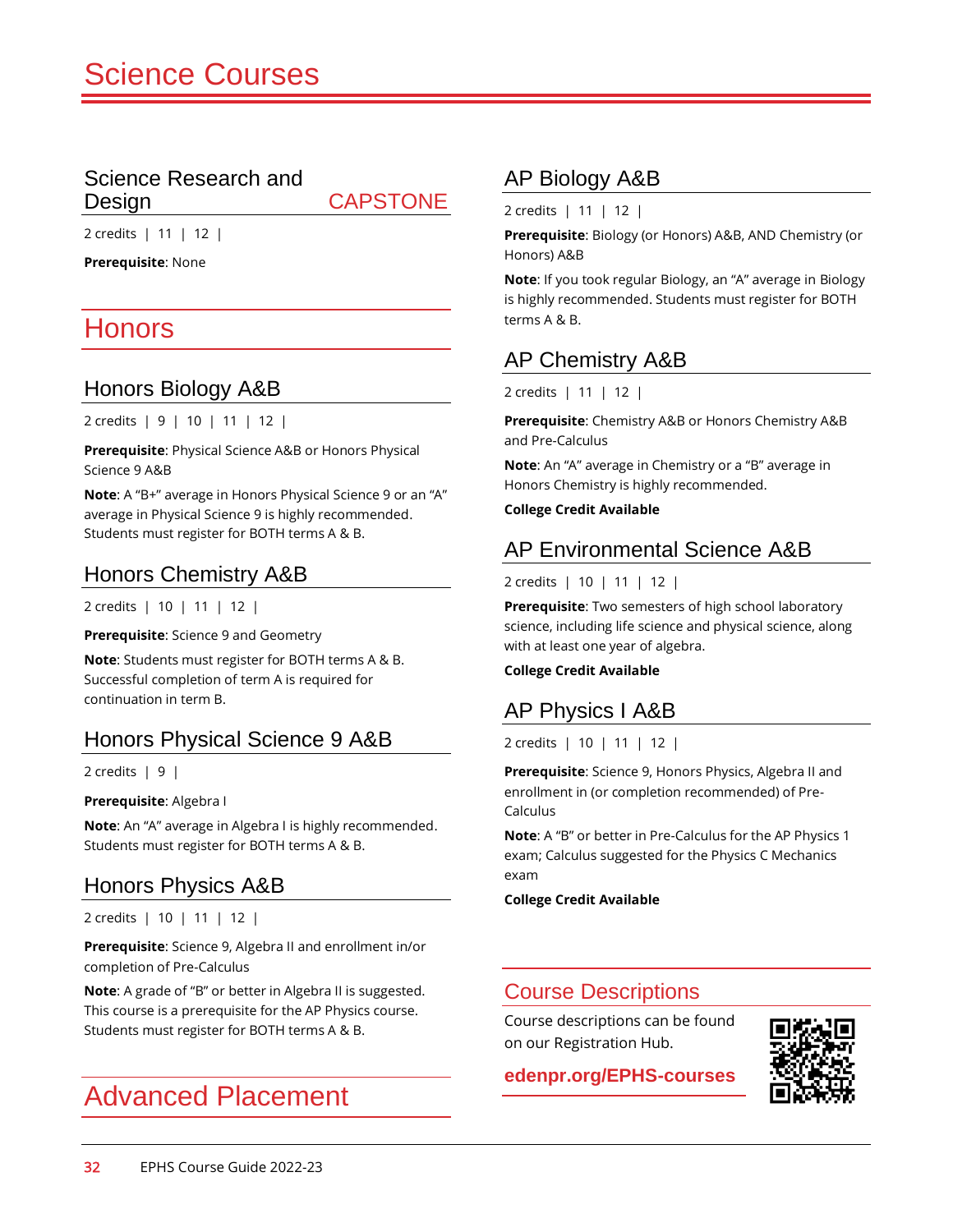# Science Courses

### Science Research and Design CAPSTONE

2 credits | 11 | 12 |

**Prerequisite**: None

## Honors

### Honors Biology A&B

2 credits | 9 | 10 | 11 | 12 |

**Prerequisite**: Physical Science A&B or Honors Physical Science 9 A&B

**Note**: A "B+" average in Honors Physical Science 9 or an "A" average in Physical Science 9 is highly recommended. Students must register for BOTH terms A & B.

### Honors Chemistry A&B

2 credits | 10 | 11 | 12 |

**Prerequisite**: Science 9 and Geometry

**Note**: Students must register for BOTH terms A & B. Successful completion of term A is required for continuation in term B.

### Honors Physical Science 9 A&B

2 credits | 9 |

**Prerequisite**: Algebra I

**Note**: An "A" average in Algebra I is highly recommended. Students must register for BOTH terms A & B.

### Honors Physics A&B

2 credits | 10 | 11 | 12 |

**Prerequisite**: Science 9, Algebra II and enrollment in/or completion of Pre-Calculus

**Note**: A grade of "B" or better in Algebra II is suggested. This course is a prerequisite for the AP Physics course. Students must register for BOTH terms A & B.

## Advanced Placement

### AP Biology A&B

2 credits | 11 | 12 |

**Prerequisite**: Biology (or Honors) A&B, AND Chemistry (or Honors) A&B

**Note**: If you took regular Biology, an "A" average in Biology is highly recommended. Students must register for BOTH terms A & B.

### AP Chemistry A&B

2 credits | 11 | 12 |

**Prerequisite**: Chemistry A&B or Honors Chemistry A&B and Pre-Calculus

**Note**: An "A" average in Chemistry or a "B" average in Honors Chemistry is highly recommended.

**College Credit Available**

### AP Environmental Science A&B

2 credits | 10 | 11 | 12 |

**Prerequisite**: Two semesters of high school laboratory science, including life science and physical science, along with at least one year of algebra.

**College Credit Available**

### AP Physics I A&B

2 credits | 10 | 11 | 12 |

**Prerequisite**: Science 9, Honors Physics, Algebra II and enrollment in (or completion recommended) of Pre-Calculus

**Note**: A "B" or better in Pre-Calculus for the AP Physics 1 exam; Calculus suggested for the Physics C Mechanics exam

**College Credit Available**

## Course Descriptions

Course descriptions can be found on our Registration Hub.

**edenpr.org/EPHS-courses**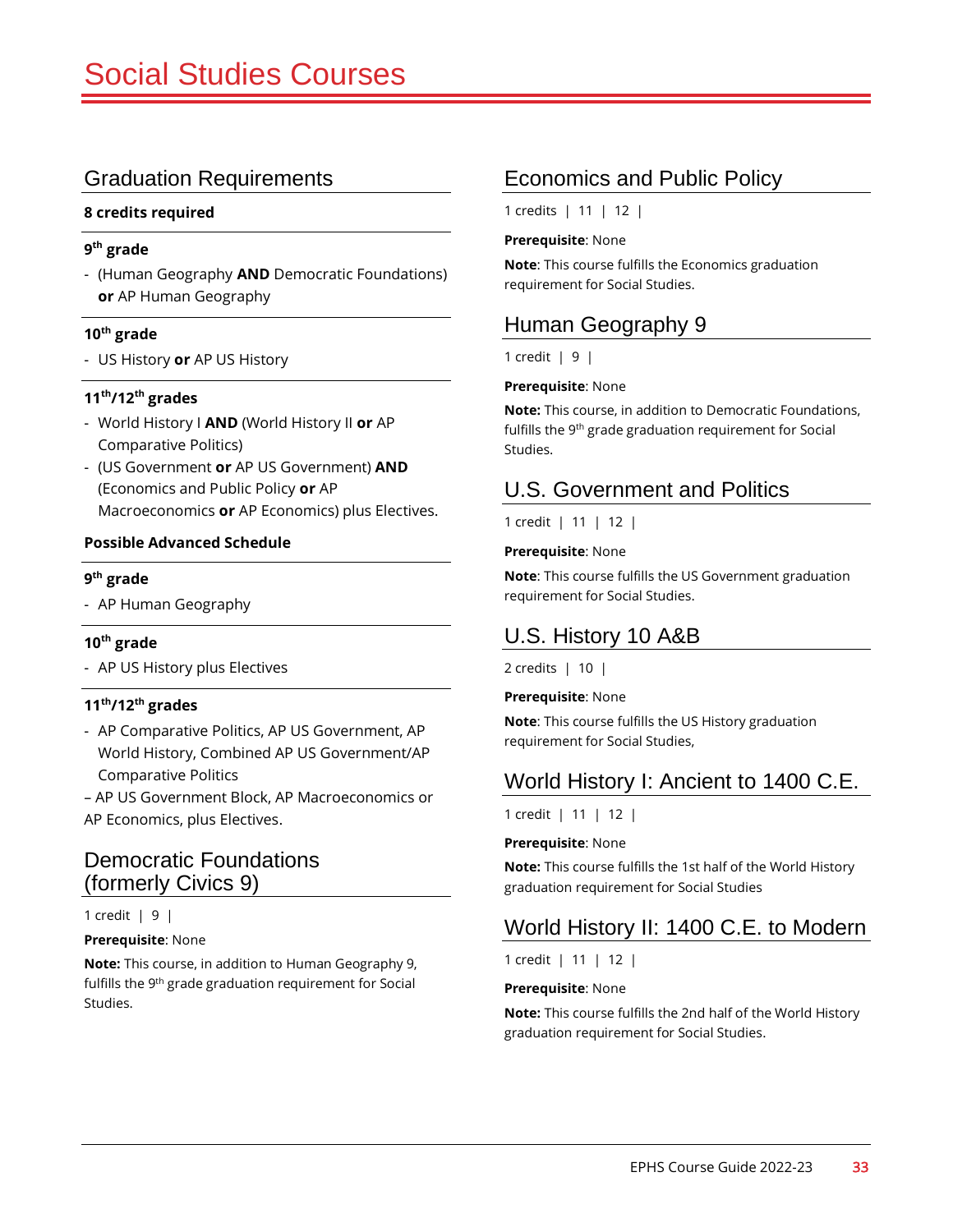# Social Studies Courses

## Graduation Requirements

**8 credits required**

**9th grade**

- (Human Geography **AND** Democratic Foundations) **or** AP Human Geography

**10th grade**

- US History **or** AP US History

**11th/12th grades**

- World History I **AND** (World History II **or** AP Comparative Politics)
- (US Government **or** AP US Government) **AND** (Economics and Public Policy **or** AP Macroeconomics **or** AP Economics) plus Electives.

**Possible Advanced Schedule**

**9th grade**

- AP Human Geography

**10th grade**

- AP US History plus Electives

**11th/12th grades**

- AP Comparative Politics, AP US Government, AP World History, Combined AP US Government/AP Comparative Politics

– AP US Government Block, AP Macroeconomics or AP Economics, plus Electives.

## Democratic Foundations (formerly Civics 9)

1 credit | 9 |

**Prerequisite**: None

**Note:** This course, in addition to Human Geography 9, fulfills the 9th grade graduation requirement for Social Studies.

## Economics and Public Policy

1 credits | 11 | 12 |

**Prerequisite**: None

**Note**: This course fulfills the Economics graduation requirement for Social Studies.

## Human Geography 9

1 credit | 9 |

**Prerequisite**: None

**Note:** This course, in addition to Democratic Foundations, fulfills the 9th grade graduation requirement for Social Studies.

## U.S. Government and Politics

1 credit | 11 | 12 |

**Prerequisite**: None

**Note**: This course fulfills the US Government graduation requirement for Social Studies.

## U.S. History 10 A&B

2 credits | 10 |

**Prerequisite**: None

**Note**: This course fulfills the US History graduation requirement for Social Studies,

## World History I: Ancient to 1400 C.E.

1 credit | 11 | 12 |

**Prerequisite**: None

**Note:** This course fulfills the 1st half of the World History graduation requirement for Social Studies

## World History II: 1400 C.E. to Modern

1 credit | 11 | 12 |

**Prerequisite**: None

**Note:** This course fulfills the 2nd half of the World History graduation requirement for Social Studies.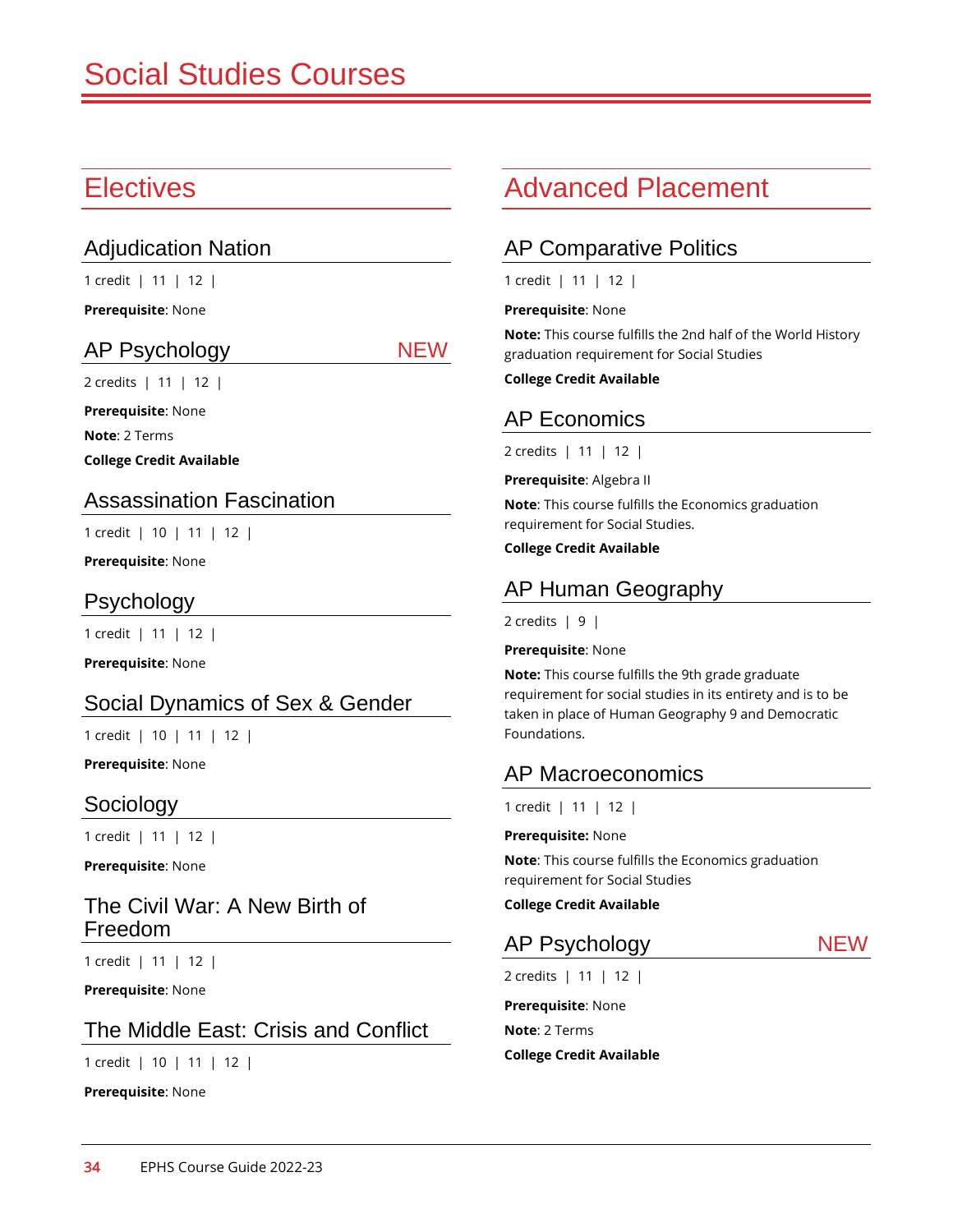# Social Studies Courses

## Electives

### Adjudication Nation

1 credit | 11 | 12 |

**Prerequisite**: None

### AP Psychology NEW

2 credits | 11 | 12 |

**Prerequisite**: None

**Note**: 2 Terms

**College Credit Available**

### Assassination Fascination

1 credit | 10 | 11 | 12 |

**Prerequisite**: None

### Psychology

1 credit | 11 | 12 |

**Prerequisite**: None

### Social Dynamics of Sex & Gender

1 credit | 10 | 11 | 12 |

**Prerequisite**: None

### Sociology

1 credit | 11 | 12 |

**Prerequisite**: None

### The Civil War: A New Birth of Freedom

1 credit | 11 | 12 |

**Prerequisite**: None

### The Middle East: Crisis and Conflict

1 credit | 10 | 11 | 12 |

**Prerequisite**: None

## Advanced Placement

### AP Comparative Politics

1 credit | 11 | 12 |

**Prerequisite**: None

**Note:** This course fulfills the 2nd half of the World History graduation requirement for Social Studies

**College Credit Available**

### AP Economics

2 credits | 11 | 12 |

**Prerequisite**: Algebra II

**Note**: This course fulfills the Economics graduation requirement for Social Studies.

**College Credit Available**

### AP Human Geography

2 credits | 9 |

**Prerequisite**: None

**Note:** This course fulfills the 9th grade graduate requirement for social studies in its entirety and is to be taken in place of Human Geography 9 and Democratic Foundations.

### AP Macroeconomics

1 credit | 11 | 12 |

**Prerequisite:** None

**Note**: This course fulfills the Economics graduation requirement for Social Studies

**College Credit Available**

### AP Psychology NEW

2 credits | 11 | 12 |

**Prerequisite**: None

**Note**: 2 Terms

**College Credit Available**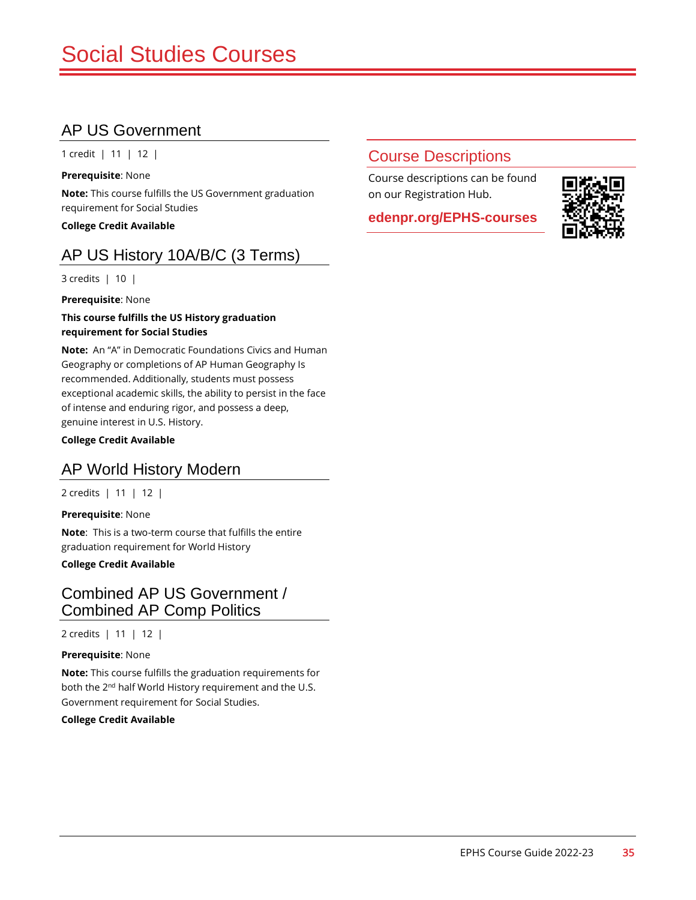# Social Studies Courses

## AP US Government

1 credit | 11 | 12 |

**Prerequisite**: None

**Note:** This course fulfills the US Government graduation requirement for Social Studies

**College Credit Available**

## AP US History 10A/B/C (3 Terms)

3 credits | 10 |

**Prerequisite**: None

**This course fulfills the US History graduation requirement for Social Studies**

**Note:** An "A" in Democratic Foundations Civics and Human Geography or completions of AP Human Geography Is recommended. Additionally, students must possess exceptional academic skills, the ability to persist in the face of intense and enduring rigor, and possess a deep, genuine interest in U.S. History.

**College Credit Available**

## AP World History Modern

2 credits | 11 | 12 |

**Prerequisite**: None

**Note**: This is a two-term course that fulfills the entire graduation requirement for World History

**College Credit Available**

## Combined AP US Government / Combined AP Comp Politics

2 credits | 11 | 12 |

**Prerequisite**: None

**Note:** This course fulfills the graduation requirements for both the 2nd half World History requirement and the U.S. Government requirement for Social Studies.

**College Credit Available**

## Course Descriptions

Course descriptions can be found on our Registration Hub.

**edenpr.org/EPHS-courses**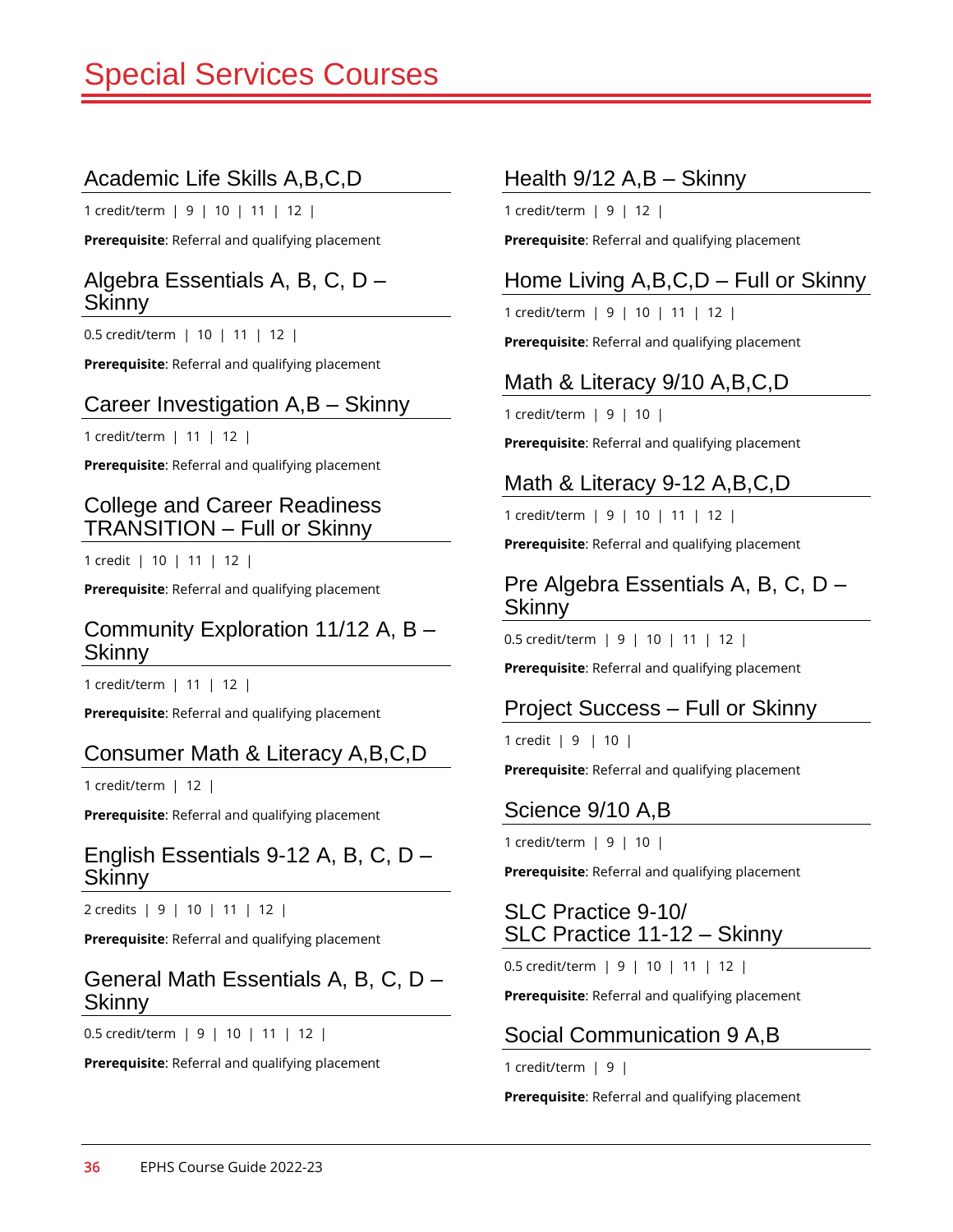# Special Services Courses

## Academic Life Skills A,B,C,D

1 credit/term | 9 | 10 | 11 | 12 |

**Prerequisite**: Referral and qualifying placement

## Algebra Essentials A, B, C, D – Skinny

0.5 credit/term | 10 | 11 | 12 |

**Prerequisite**: Referral and qualifying placement

## Career Investigation A,B – Skinny

1 credit/term | 11 | 12 |

**Prerequisite**: Referral and qualifying placement

## College and Career Readiness TRANSITION – Full or Skinny

1 credit | 10 | 11 | 12 |

**Prerequisite**: Referral and qualifying placement

## Community Exploration 11/12 A, B – Skinny

1 credit/term | 11 | 12 |

**Prerequisite**: Referral and qualifying placement

## Consumer Math & Literacy A,B,C,D

1 credit/term | 12 |

**Prerequisite**: Referral and qualifying placement

## English Essentials 9-12 A, B, C, D – Skinny

2 credits | 9 | 10 | 11 | 12 |

**Prerequisite**: Referral and qualifying placement

## General Math Essentials A, B, C, D – Skinny

0.5 credit/term | 9 | 10 | 11 | 12 |

**Prerequisite**: Referral and qualifying placement

## Health 9/12 A,B – Skinny

1 credit/term | 9 | 12 |

**Prerequisite**: Referral and qualifying placement

## Home Living A,B,C,D – Full or Skinny

1 credit/term | 9 | 10 | 11 | 12 |

**Prerequisite**: Referral and qualifying placement

## Math & Literacy 9/10 A,B,C,D

1 credit/term | 9 | 10 |

**Prerequisite**: Referral and qualifying placement

## Math & Literacy 9-12 A,B,C,D

1 credit/term | 9 | 10 | 11 | 12 |

**Prerequisite**: Referral and qualifying placement

## Pre Algebra Essentials A, B, C, D – Skinny

0.5 credit/term | 9 | 10 | 11 | 12 |

**Prerequisite**: Referral and qualifying placement

## Project Success – Full or Skinny

1 credit | 9 | 10 |

**Prerequisite**: Referral and qualifying placement

## Science 9/10 A,B

1 credit/term | 9 | 10 |

**Prerequisite**: Referral and qualifying placement

## SLC Practice 9-10/ SLC Practice 11-12 – Skinny

0.5 credit/term | 9 | 10 | 11 | 12 |

**Prerequisite**: Referral and qualifying placement

## Social Communication 9 A,B

1 credit/term | 9 |

**Prerequisite**: Referral and qualifying placement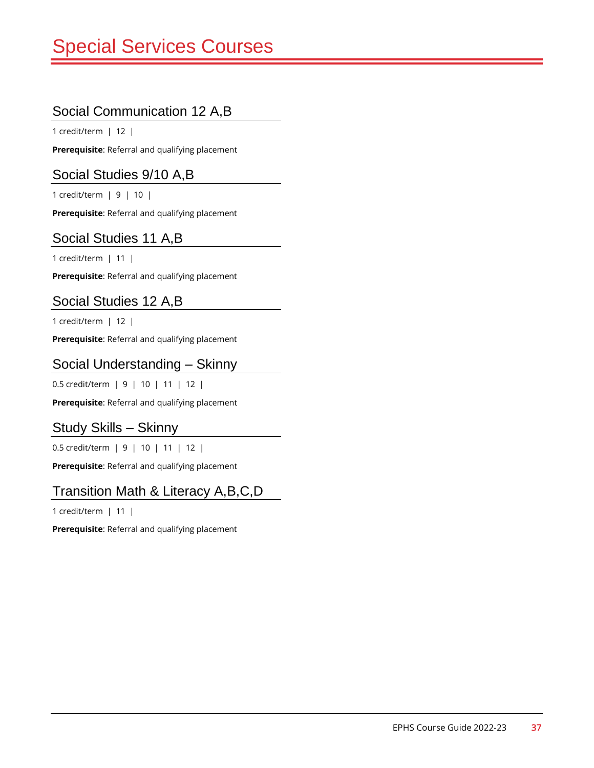# Special Services Courses

## Social Communication 12 A,B

1 credit/term | 12 |

**Prerequisite**: Referral and qualifying placement

## Social Studies 9/10 A,B

1 credit/term | 9 | 10 |

**Prerequisite**: Referral and qualifying placement

## Social Studies 11 A,B

1 credit/term | 11 |

**Prerequisite**: Referral and qualifying placement

## Social Studies 12 A,B

1 credit/term | 12 |

**Prerequisite**: Referral and qualifying placement

## Social Understanding – Skinny

0.5 credit/term | 9 | 10 | 11 | 12 |

**Prerequisite**: Referral and qualifying placement

## Study Skills – Skinny

0.5 credit/term | 9 | 10 | 11 | 12 |

**Prerequisite**: Referral and qualifying placement

## Transition Math & Literacy A,B,C,D

1 credit/term | 11 |

**Prerequisite**: Referral and qualifying placement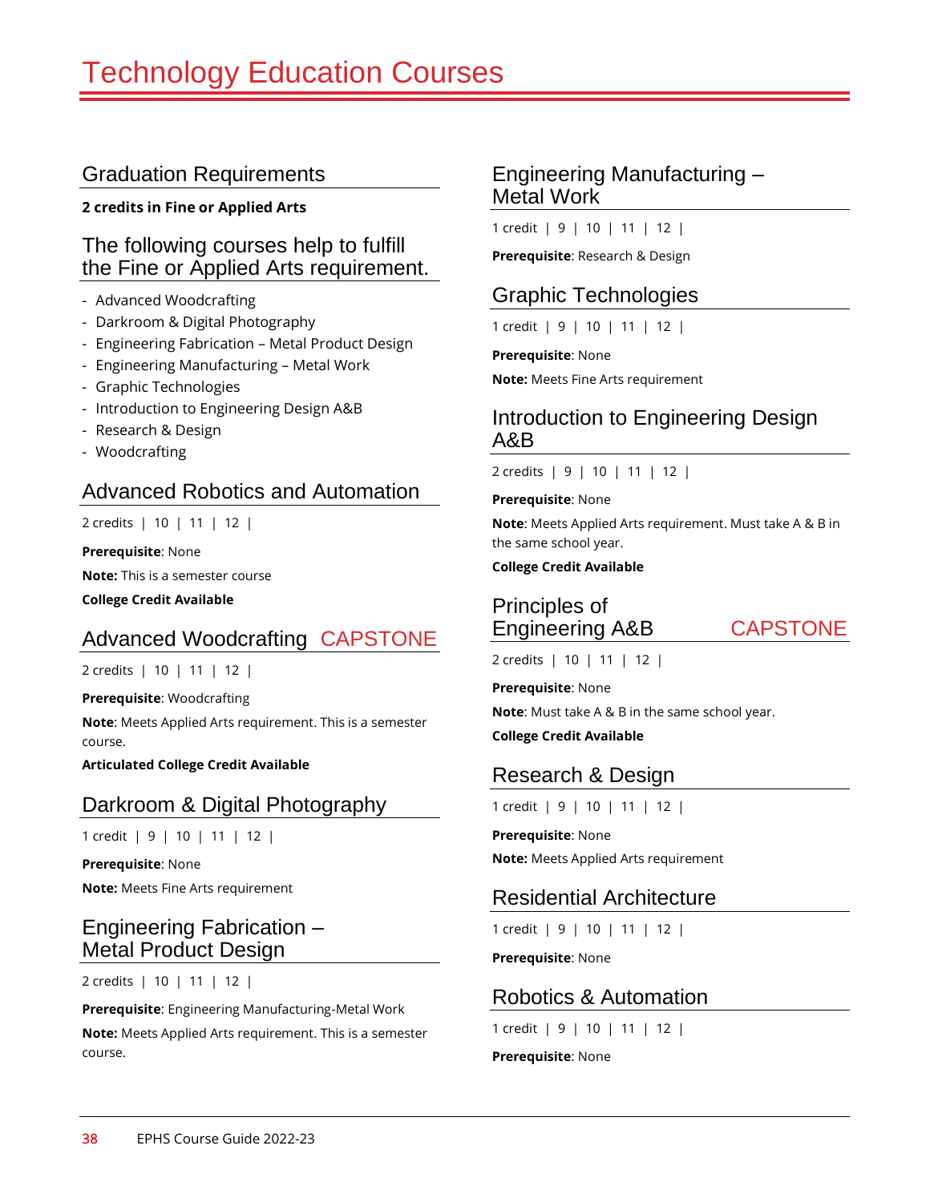# Technology Education Courses

## Graduation Requirements

**2 credits in Fine or Applied Arts**

## The following courses help to fulfill the Fine or Applied Arts requirement.

- Advanced Woodcrafting
- Darkroom & Digital Photography
- Engineering Fabrication – Metal Product Design
- Engineering Manufacturing – Metal Work
- Graphic Technologies
- Introduction to Engineering Design A&B
- Research & Design
- Woodcrafting

## Advanced Robotics and Automation

2 credits | 10 | 11 | 12 |

**Prerequisite**: None

**Note:** This is a semester course

**College Credit Available**

## Advanced Woodcrafting CAPSTONE

2 credits | 10 | 11 | 12 |

**Prerequisite**: Woodcrafting

**Note**: Meets Applied Arts requirement. This is a semester course.

**Articulated College Credit Available**

## Darkroom & Digital Photography

1 credit | 9 | 10 | 11 | 12 |

**Prerequisite**: None

**Note:** Meets Fine Arts requirement

## Engineering Fabrication – Metal Product Design

2 credits | 10 | 11 | 12 |

**Prerequisite**: Engineering Manufacturing-Metal Work

**Note:** Meets Applied Arts requirement. This is a semester course.

## Engineering Manufacturing – Metal Work

1 credit | 9 | 10 | 11 | 12 |

**Prerequisite**: Research & Design

## Graphic Technologies

1 credit | 9 | 10 | 11 | 12 |

**Prerequisite**: None

**Note:** Meets Fine Arts requirement

## Introduction to Engineering Design A&B

2 credits | 9 | 10 | 11 | 12 |

**Prerequisite**: None

**Note**: Meets Applied Arts requirement. Must take A & B in the same school year.

**College Credit Available**

## Principles of Engineering A&B CAPSTONE

2 credits | 10 | 11 | 12 |

**Prerequisite**: None

**Note**: Must take A & B in the same school year.

**College Credit Available**

## Research & Design

1 credit | 9 | 10 | 11 | 12 |

**Prerequisite**: None

**Note:** Meets Applied Arts requirement

## Residential Architecture

1 credit | 9 | 10 | 11 | 12 |

**Prerequisite**: None

## Robotics & Automation

1 credit | 9 | 10 | 11 | 12 |

**Prerequisite**: None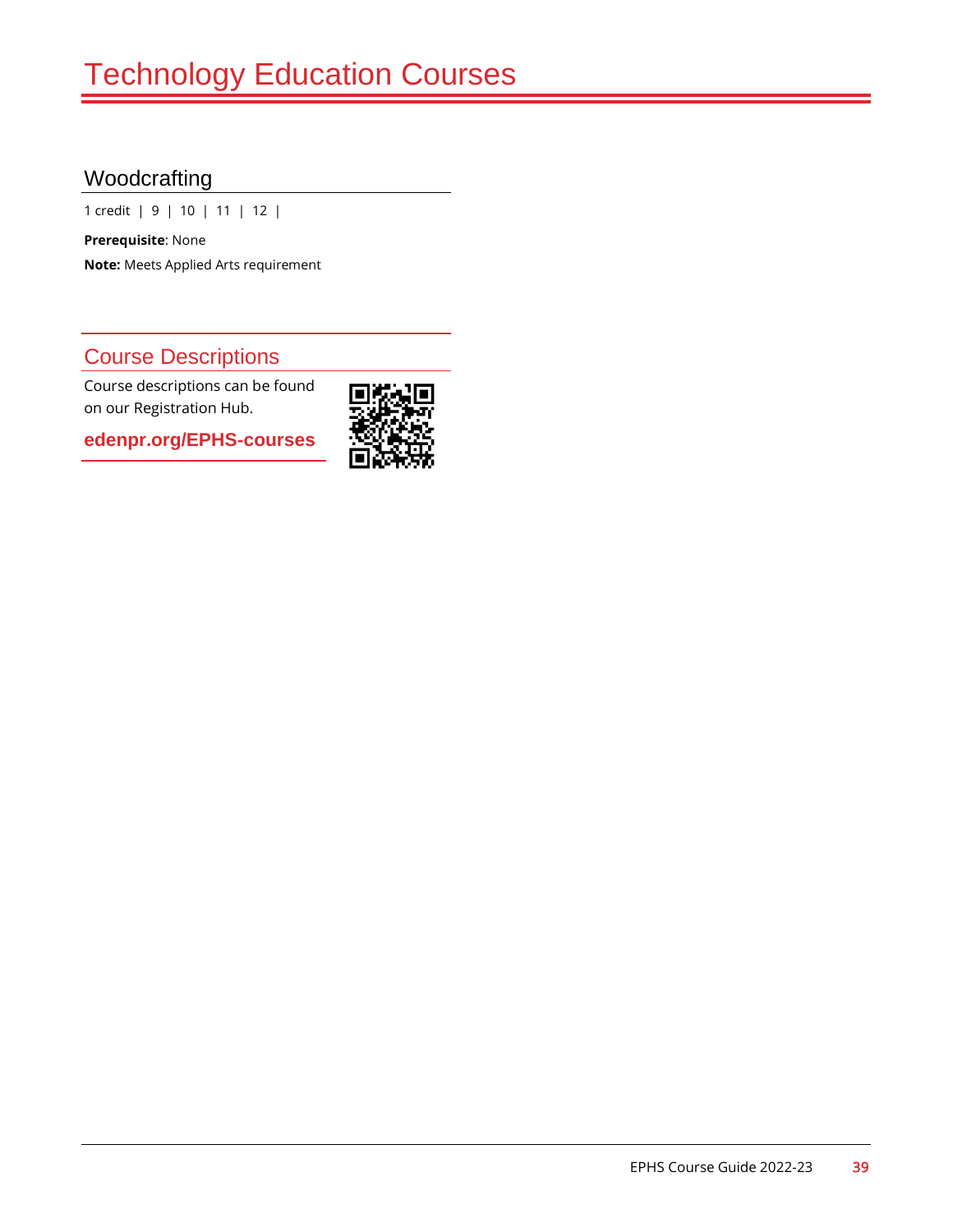# Technology Education Courses

## Woodcrafting

1 credit | 9 | 10 | 11 | 12 |

**Prerequisite**: None

**Note:** Meets Applied Arts requirement

## Course Descriptions

Course descriptions can be found on our Registration Hub.

**edenpr.org/EPHS-courses**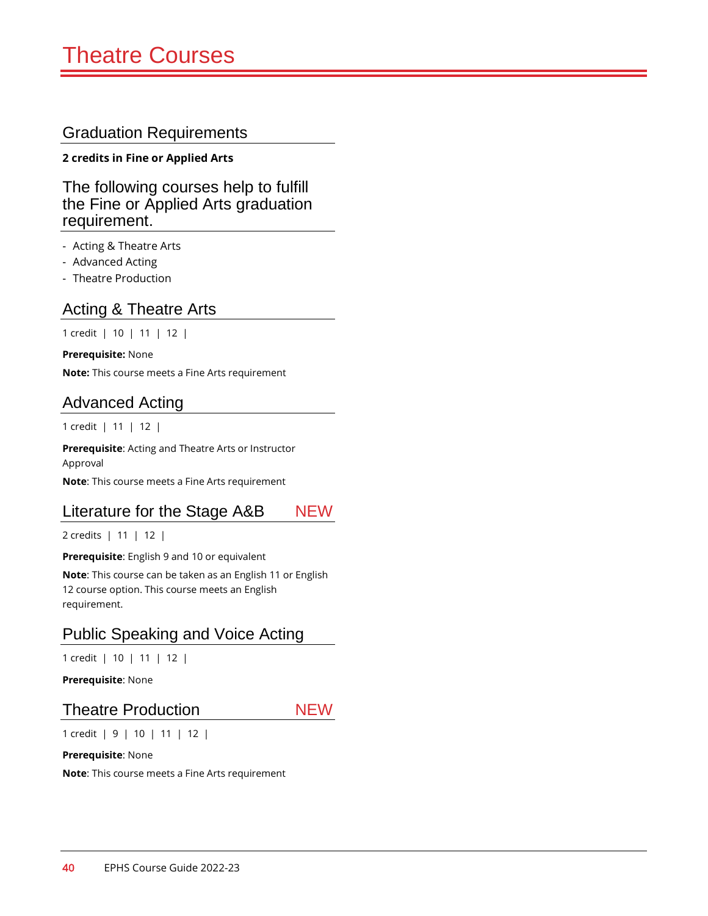# Theatre Courses

## Graduation Requirements

**2 credits in Fine or Applied Arts**

## The following courses help to fulfill the Fine or Applied Arts graduation requirement.

- Acting & Theatre Arts
- Advanced Acting
- Theatre Production

## Acting & Theatre Arts

1 credit | 10 | 11 | 12 |

**Prerequisite:** None

**Note:** This course meets a Fine Arts requirement

## Advanced Acting

1 credit | 11 | 12 |

**Prerequisite**: Acting and Theatre Arts or Instructor Approval

**Note**: This course meets a Fine Arts requirement

## Literature for the Stage A&B NEW

2 credits | 11 | 12 |

**Prerequisite**: English 9 and 10 or equivalent

**Note**: This course can be taken as an English 11 or English 12 course option. This course meets an English requirement.

## Public Speaking and Voice Acting

1 credit | 10 | 11 | 12 |

**Prerequisite**: None

## Theatre Production NEW

1 credit | 9 | 10 | 11 | 12 |

**Prerequisite**: None

**Note**: This course meets a Fine Arts requirement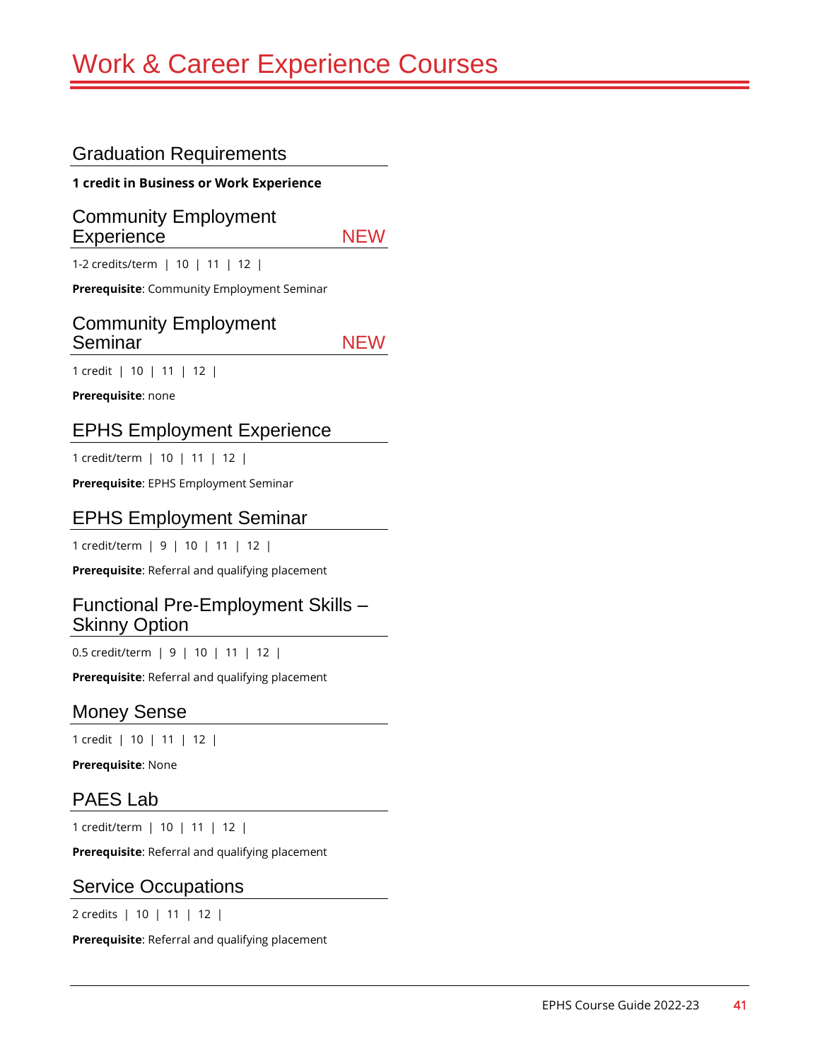# Work & Career Experience Courses

## Graduation Requirements

**1 credit in Business or Work Experience**

## Community Employment Experience NEW

1-2 credits/term | 10 | 11 | 12 |

**Prerequisite**: Community Employment Seminar

## Community Employment Seminar NEW

1 credit | 10 | 11 | 12 |

**Prerequisite**: none

## EPHS Employment Experience

1 credit/term | 10 | 11 | 12 |

**Prerequisite**: EPHS Employment Seminar

## EPHS Employment Seminar

1 credit/term | 9 | 10 | 11 | 12 |

**Prerequisite**: Referral and qualifying placement

## Functional Pre-Employment Skills – Skinny Option

0.5 credit/term | 9 | 10 | 11 | 12 |

**Prerequisite**: Referral and qualifying placement

## Money Sense

1 credit | 10 | 11 | 12 |

**Prerequisite**: None

## PAES Lab

1 credit/term | 10 | 11 | 12 |

**Prerequisite**: Referral and qualifying placement

## Service Occupations

2 credits | 10 | 11 | 12 |

**Prerequisite**: Referral and qualifying placement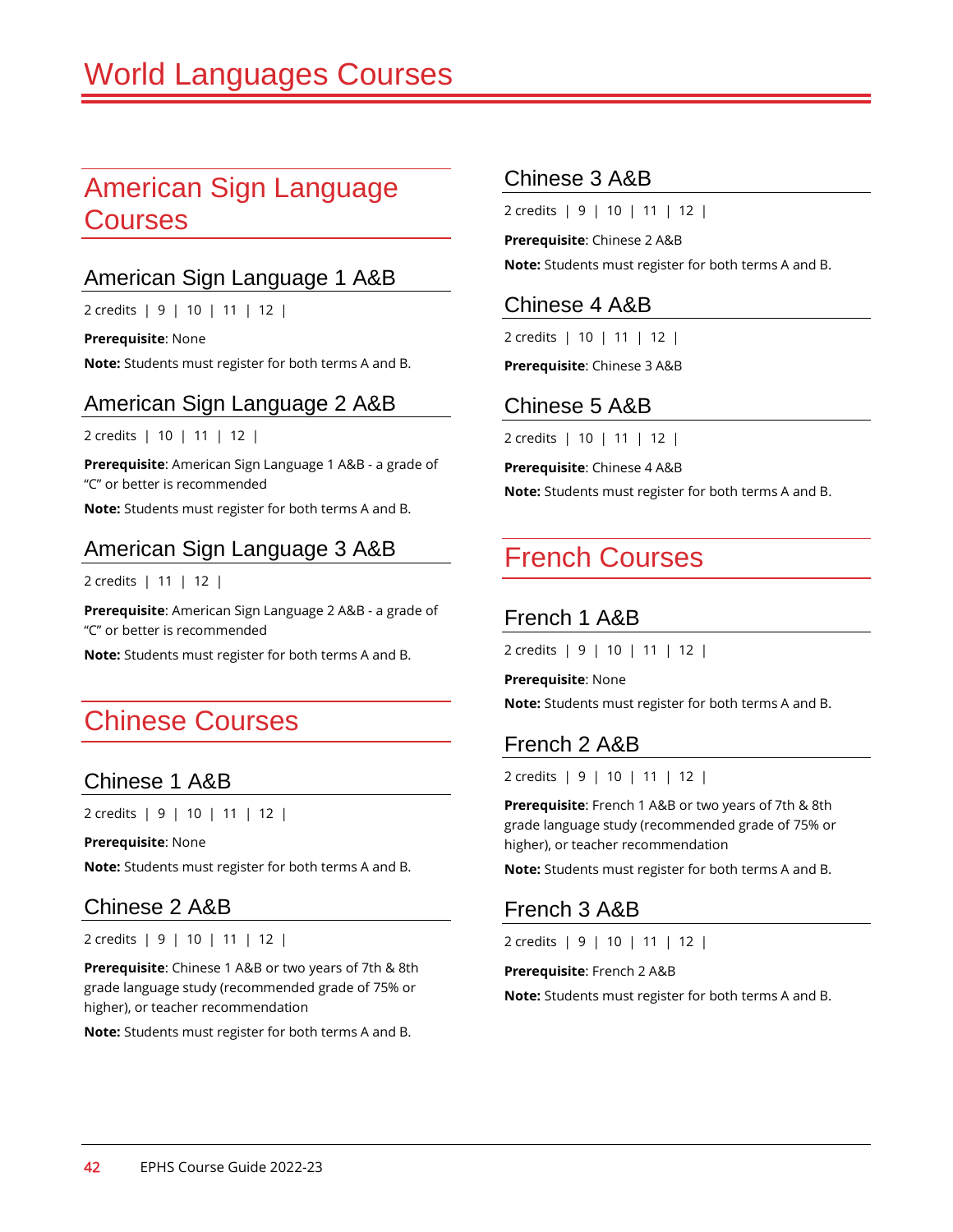# World Languages Courses

## American Sign Language Courses

### American Sign Language 1 A&B

2 credits | 9 | 10 | 11 | 12 |

**Prerequisite**: None

**Note:** Students must register for both terms A and B.

### American Sign Language 2 A&B

2 credits | 10 | 11 | 12 |

**Prerequisite**: American Sign Language 1 A&B - a grade of "C" or better is recommended

**Note:** Students must register for both terms A and B.

### American Sign Language 3 A&B

2 credits | 11 | 12 |

**Prerequisite**: American Sign Language 2 A&B - a grade of "C" or better is recommended

**Note:** Students must register for both terms A and B.

## Chinese Courses

### Chinese 1 A&B

2 credits | 9 | 10 | 11 | 12 |

**Prerequisite**: None

**Note:** Students must register for both terms A and B.

### Chinese 2 A&B

2 credits | 9 | 10 | 11 | 12 |

**Prerequisite**: Chinese 1 A&B or two years of 7th & 8th grade language study (recommended grade of 75% or higher), or teacher recommendation

**Note:** Students must register for both terms A and B.

### Chinese 3 A&B

2 credits | 9 | 10 | 11 | 12 |

**Prerequisite**: Chinese 2 A&B

**Note:** Students must register for both terms A and B.

### Chinese 4 A&B

2 credits | 10 | 11 | 12 |

**Prerequisite**: Chinese 3 A&B

### Chinese 5 A&B

2 credits | 10 | 11 | 12 |

**Prerequisite**: Chinese 4 A&B

**Note:** Students must register for both terms A and B.

## French Courses

### French 1 A&B

2 credits | 9 | 10 | 11 | 12 |

**Prerequisite**: None

**Note:** Students must register for both terms A and B.

### French 2 A&B

2 credits | 9 | 10 | 11 | 12 |

**Prerequisite**: French 1 A&B or two years of 7th & 8th grade language study (recommended grade of 75% or higher), or teacher recommendation

**Note:** Students must register for both terms A and B.

### French 3 A&B

2 credits | 9 | 10 | 11 | 12 |

**Prerequisite**: French 2 A&B

**Note:** Students must register for both terms A and B.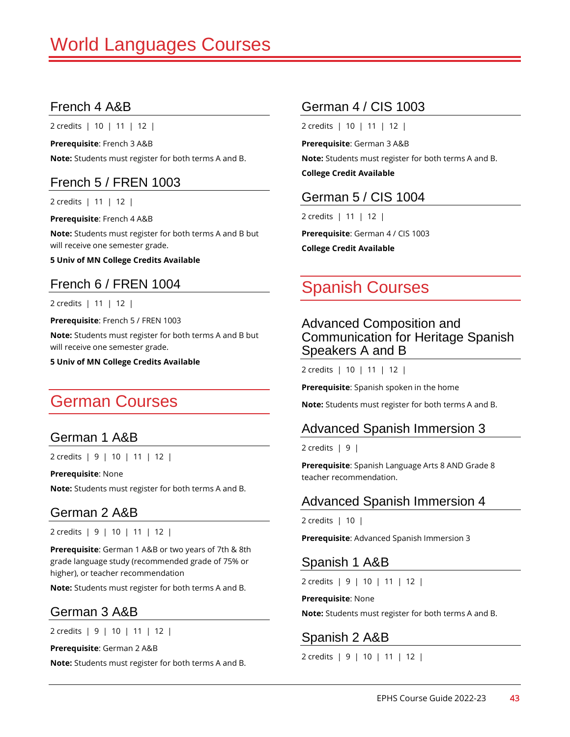# World Languages Courses

### French 4 A&B

2 credits | 10 | 11 | 12 |

**Prerequisite**: French 3 A&B

**Note:** Students must register for both terms A and B.

### French 5 / FREN 1003

2 credits | 11 | 12 |

**Prerequisite**: French 4 A&B

**Note:** Students must register for both terms A and B but will receive one semester grade.

**5 Univ of MN College Credits Available**

### French 6 / FREN 1004

2 credits | 11 | 12 |

**Prerequisite**: French 5 / FREN 1003

**Note:** Students must register for both terms A and B but will receive one semester grade.

**5 Univ of MN College Credits Available**

## German Courses

### German 1 A&B

2 credits | 9 | 10 | 11 | 12 |

**Prerequisite**: None

**Note:** Students must register for both terms A and B.

### German 2 A&B

2 credits | 9 | 10 | 11 | 12 |

**Prerequisite**: German 1 A&B or two years of 7th & 8th grade language study (recommended grade of 75% or higher), or teacher recommendation

**Note:** Students must register for both terms A and B.

### German 3 A&B

2 credits | 9 | 10 | 11 | 12 |

**Prerequisite**: German 2 A&B

**Note:** Students must register for both terms A and B.

### German 4 / CIS 1003

2 credits | 10 | 11 | 12 |

**Prerequisite**: German 3 A&B

**Note:** Students must register for both terms A and B.

**College Credit Available**

### German 5 / CIS 1004

2 credits | 11 | 12 |

**Prerequisite**: German 4 / CIS 1003

**College Credit Available**

## Spanish Courses

### Advanced Composition and Communication for Heritage Spanish Speakers A and B

2 credits | 10 | 11 | 12 |

**Prerequisite**: Spanish spoken in the home

**Note:** Students must register for both terms A and B.

### Advanced Spanish Immersion 3

2 credits | 9 |

**Prerequisite**: Spanish Language Arts 8 AND Grade 8 teacher recommendation.

### Advanced Spanish Immersion 4

2 credits | 10 |

**Prerequisite**: Advanced Spanish Immersion 3

### Spanish 1 A&B

2 credits | 9 | 10 | 11 | 12 |

**Prerequisite**: None

**Note:** Students must register for both terms A and B.

### Spanish 2 A&B

2 credits | 9 | 10 | 11 | 12 |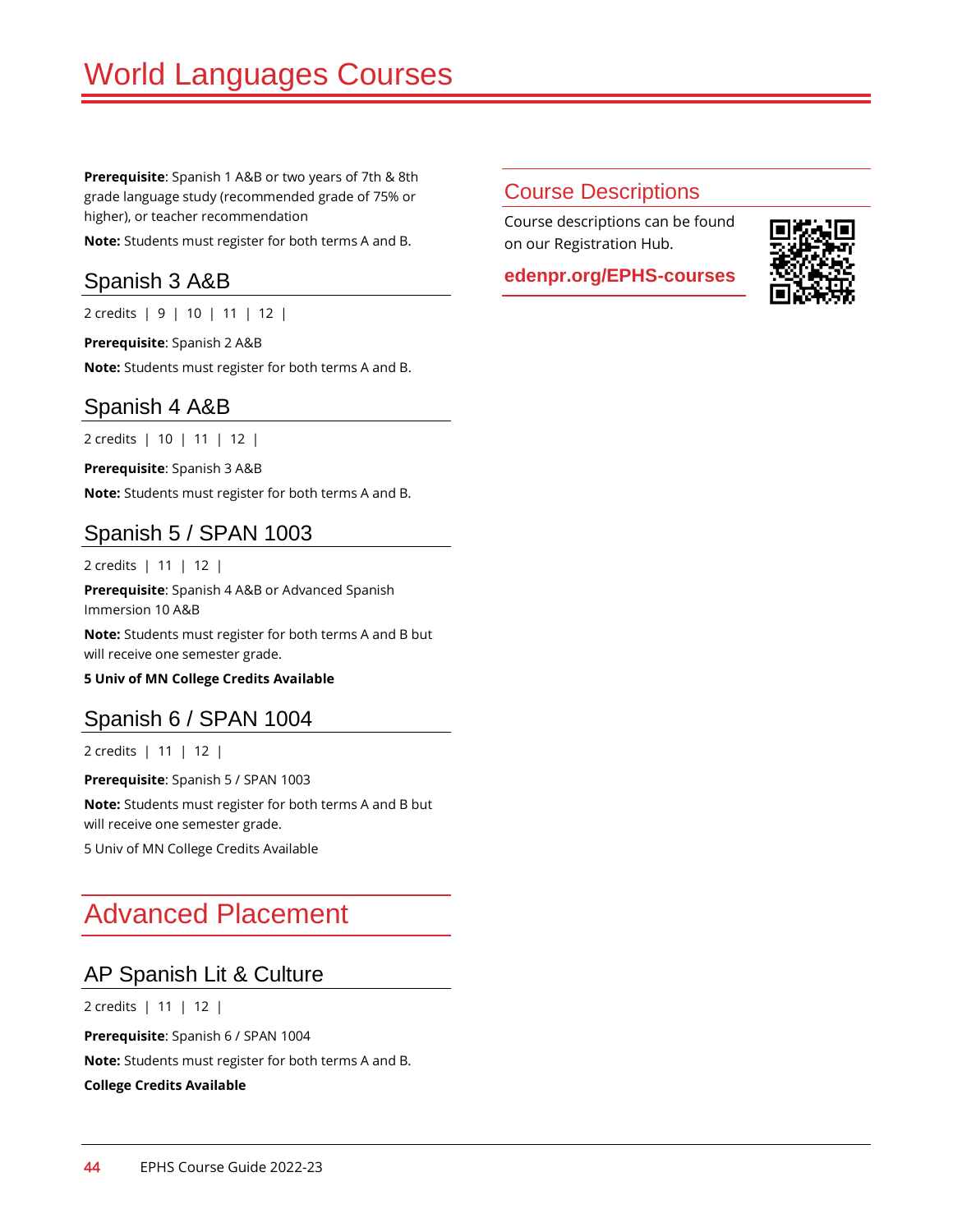# World Languages Courses

**Prerequisite**: Spanish 1 A&B or two years of 7th & 8th grade language study (recommended grade of 75% or higher), or teacher recommendation

**Note:** Students must register for both terms A and B.

## Spanish 3 A&B

2 credits | 9 | 10 | 11 | 12 |

**Prerequisite**: Spanish 2 A&B

**Note:** Students must register for both terms A and B.

## Spanish 4 A&B

2 credits | 10 | 11 | 12 |

**Prerequisite**: Spanish 3 A&B

**Note:** Students must register for both terms A and B.

## Spanish 5 / SPAN 1003

2 credits | 11 | 12 |

**Prerequisite**: Spanish 4 A&B or Advanced Spanish Immersion 10 A&B

**Note:** Students must register for both terms A and B but will receive one semester grade.

**5 Univ of MN College Credits Available**

## Spanish 6 / SPAN 1004

2 credits | 11 | 12 |

**Prerequisite**: Spanish 5 / SPAN 1003

**Note:** Students must register for both terms A and B but will receive one semester grade.

5 Univ of MN College Credits Available

# Advanced Placement

## AP Spanish Lit & Culture

2 credits | 11 | 12 |

**Prerequisite**: Spanish 6 / SPAN 1004

**Note:** Students must register for both terms A and B.

**College Credits Available**

## Course Descriptions

Course descriptions can be found on our Registration Hub.

**edenpr.org/EPHS-courses**